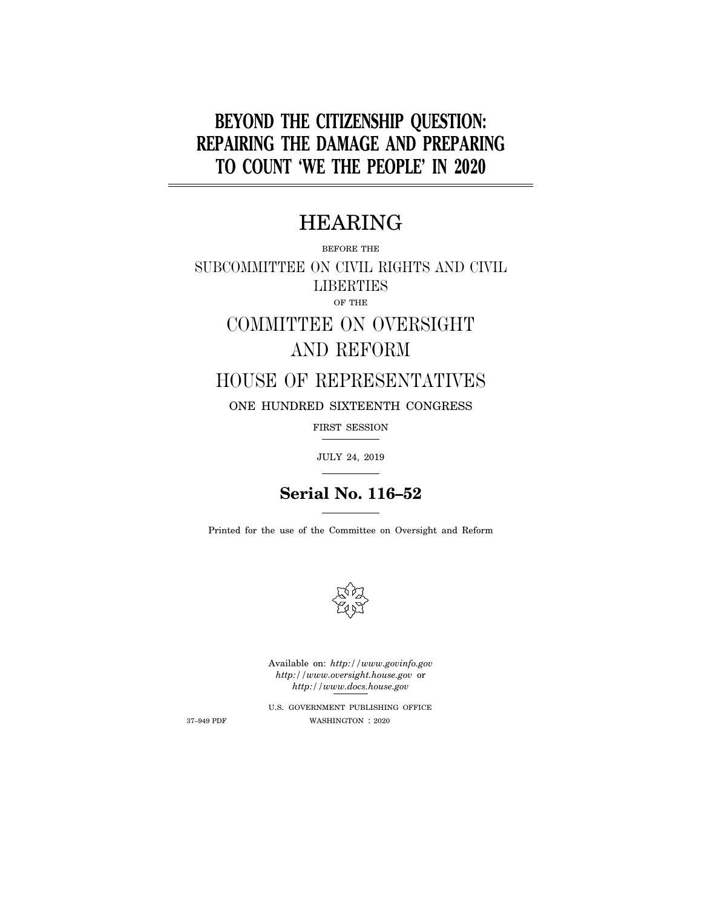# BEYOND THE CITIZENSHIP QUESTION: REPAIRING THE DAMAGE AND PREPARING TO COUNT 'WE THE PEOPLE' IN 2020

## HEARING

BEFORE THE

SUBCOMMITTEE ON CIVIL RIGHTS AND CIVIL LIBERTIES

OF THE

COMMITTEE ON OVERSIGHT AND REFORM

HOUSE OF REPRESENTATIVES

ONE HUNDRED SIXTEENTH CONGRESS

FIRST SESSION

JULY 24, 2019

**Serial No. 116–52**

Printed for the use of the Committee on Oversight and Reform

Available on: *http://www.govinfo.gov*
*http://www.oversight.house.gov* or
*http://www.docs.house.gov*

U.S. GOVERNMENT PUBLISHING OFFICE

37–949 PDF WASHINGTON : 2020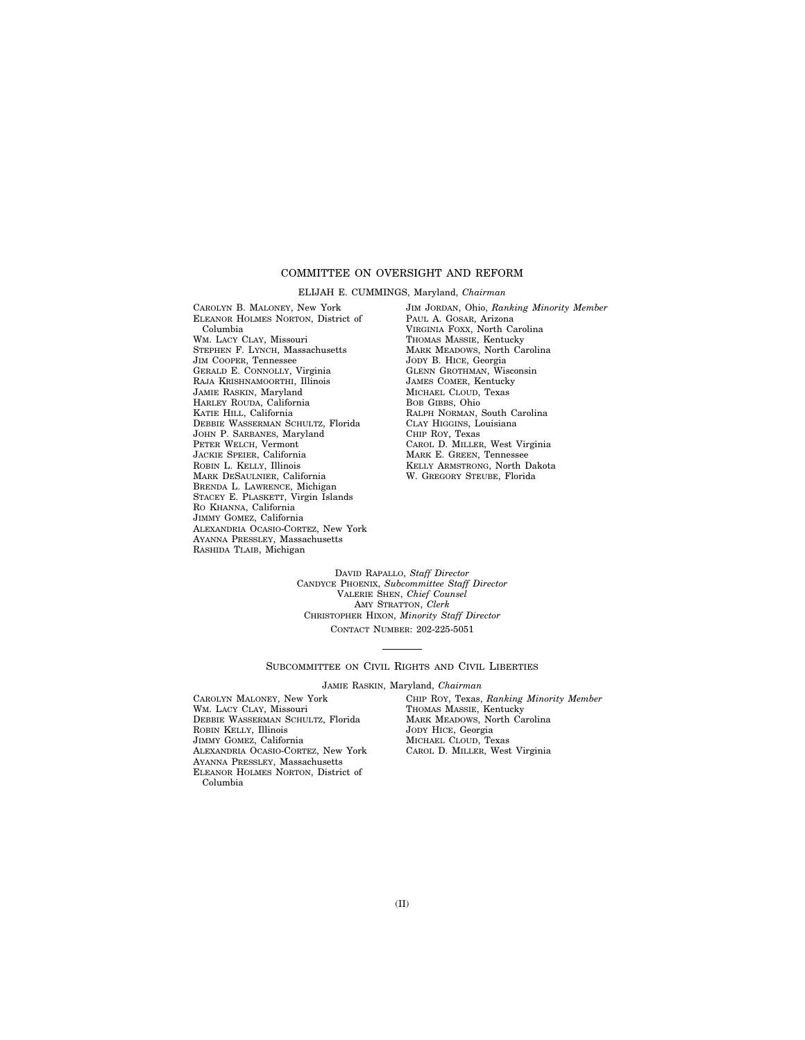## COMMITTEE ON OVERSIGHT AND REFORM

ELIJAH E. CUMMINGS, Maryland, *Chairman*

CAROLYN B. MALONEY, New York
ELEANOR HOLMES NORTON, District of Columbia
WM. LACY CLAY, Missouri
STEPHEN F. LYNCH, Massachusetts
JIM COOPER, Tennessee
GERALD E. CONNOLLY, Virginia
RAJA KRISHNAMOORTHI, Illinois
JAMIE RASKIN, Maryland
HARLEY ROUDA, California
KATIE HILL, California
DEBBIE WASSERMAN SCHULTZ, Florida
JOHN P. SARBANES, Maryland
PETER WELCH, Vermont
JACKIE SPEIER, California
ROBIN L. KELLY, Illinois
MARK DESAULNIER, California
BRENDA L. LAWRENCE, Michigan
STACEY E. PLASKETT, Virgin Islands
RO KHANNA, California
JIMMY GOMEZ, California
ALEXANDRIA OCASIO-CORTEZ, New York
AYANNA PRESSLEY, Massachusetts
RASHIDA TLAIB, Michigan

JIM JORDAN, Ohio, *Ranking Minority Member*
PAUL A. GOSAR, Arizona
VIRGINIA FOXX, North Carolina
THOMAS MASSIE, Kentucky
MARK MEADOWS, North Carolina
JODY B. HICE, Georgia
GLENN GROTHMAN, Wisconsin
JAMES COMER, Kentucky
MICHAEL CLOUD, Texas
BOB GIBBS, Ohio
RALPH NORMAN, South Carolina
CLAY HIGGINS, Louisiana
CHIP ROY, Texas
CAROL D. MILLER, West Virginia
MARK E. GREEN, Tennessee
KELLY ARMSTRONG, North Dakota
W. GREGORY STEUBE, Florida

DAVID RAPALLO, *Staff Director*
CANDYCE PHOENIX, *Subcommittee Staff Director*
VALERIE SHEN, *Chief Counsel*
AMY STRATTON, *Clerk*
CHRISTOPHER HIXON, *Minority Staff Director*
CONTACT NUMBER: 202-225-5051

---

## SUBCOMMITTEE ON CIVIL RIGHTS AND CIVIL LIBERTIES

JAMIE RASKIN, Maryland, *Chairman*

CAROLYN MALONEY, New York
WM. LACY CLAY, Missouri
DEBBIE WASSERMAN SCHULTZ, Florida
ROBIN KELLY, Illinois
JIMMY GOMEZ, California
ALEXANDRIA OCASIO-CORTEZ, New York
AYANNA PRESSLEY, Massachusetts
ELEANOR HOLMES NORTON, District of Columbia

CHIP ROY, Texas, *Ranking Minority Member*
THOMAS MASSIE, Kentucky
MARK MEADOWS, North Carolina
JODY HICE, Georgia
MICHAEL CLOUD, Texas
CAROL D. MILLER, West Virginia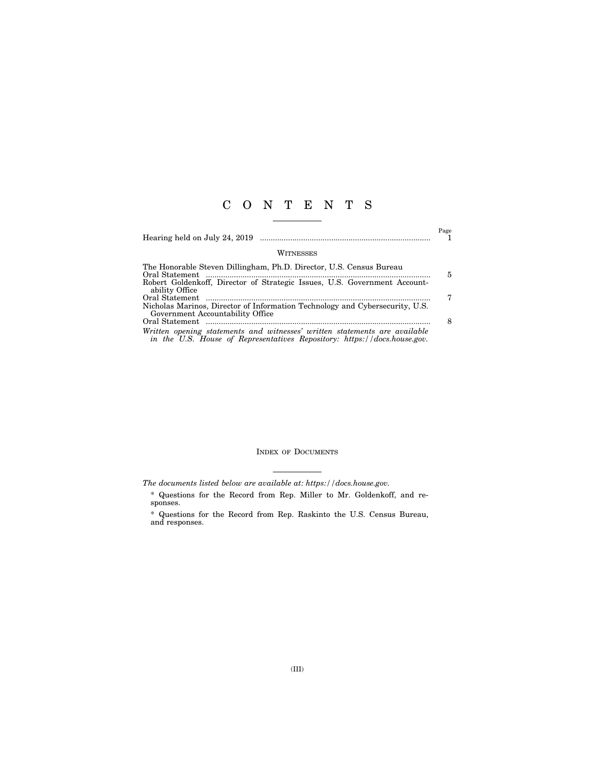# C O N T E N T S

| | Page |
|---|---|
| Hearing held on July 24, 2019 | 1 |

### WITNESSES

| | |
|---|---|
| The Honorable Steven Dillingham, Ph.D. Director, U.S. Census Bureau | |
| Oral Statement | 5 |
| Robert Goldenkoff, Director of Strategic Issues, U.S. Government Accountability Office | |
| Oral Statement | 7 |
| Nicholas Marinos, Director of Information Technology and Cybersecurity, U.S. Government Accountability Office | |
| Oral Statement | 8 |

*Written opening statements and witnesses' written statements are available in the U.S. House of Representatives Repository: https://docs.house.gov.*

## INDEX OF DOCUMENTS

*The documents listed below are available at: https://docs.house.gov.*

* Questions for the Record from Rep. Miller to Mr. Goldenkoff, and responses.

* Questions for the Record from Rep. Raskinto the U.S. Census Bureau, and responses.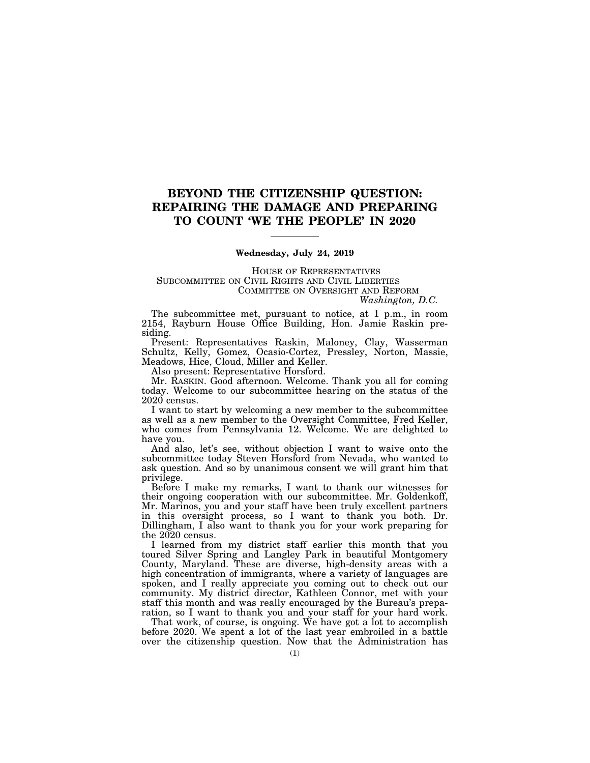# BEYOND THE CITIZENSHIP QUESTION: REPAIRING THE DAMAGE AND PREPARING TO COUNT 'WE THE PEOPLE' IN 2020

---

**Wednesday, July 24, 2019**

HOUSE OF REPRESENTATIVES
SUBCOMMITTEE ON CIVIL RIGHTS AND CIVIL LIBERTIES
COMMITTEE ON OVERSIGHT AND REFORM
*Washington, D.C.*

The subcommittee met, pursuant to notice, at 1 p.m., in room 2154, Rayburn House Office Building, Hon. Jamie Raskin presiding.

Present: Representatives Raskin, Maloney, Clay, Wasserman Schultz, Kelly, Gomez, Ocasio-Cortez, Pressley, Norton, Massie, Meadows, Hice, Cloud, Miller and Keller.

Also present: Representative Horsford.

Mr. RASKIN. Good afternoon. Welcome. Thank you all for coming today. Welcome to our subcommittee hearing on the status of the 2020 census.

I want to start by welcoming a new member to the subcommittee as well as a new member to the Oversight Committee, Fred Keller, who comes from Pennsylvania 12. Welcome. We are delighted to have you.

And also, let's see, without objection I want to waive onto the subcommittee today Steven Horsford from Nevada, who wanted to ask question. And so by unanimous consent we will grant him that privilege.

Before I make my remarks, I want to thank our witnesses for their ongoing cooperation with our subcommittee. Mr. Goldenkoff, Mr. Marinos, you and your staff have been truly excellent partners in this oversight process, so I want to thank you both. Dr. Dillingham, I also want to thank you for your work preparing for the 2020 census.

I learned from my district staff earlier this month that you toured Silver Spring and Langley Park in beautiful Montgomery County, Maryland. These are diverse, high-density areas with a high concentration of immigrants, where a variety of languages are spoken, and I really appreciate you coming out to check out our community. My district director, Kathleen Connor, met with your staff this month and was really encouraged by the Bureau's preparation, so I want to thank you and your staff for your hard work.

That work, of course, is ongoing. We have got a lot to accomplish before 2020. We spent a lot of the last year embroiled in a battle over the citizenship question. Now that the Administration has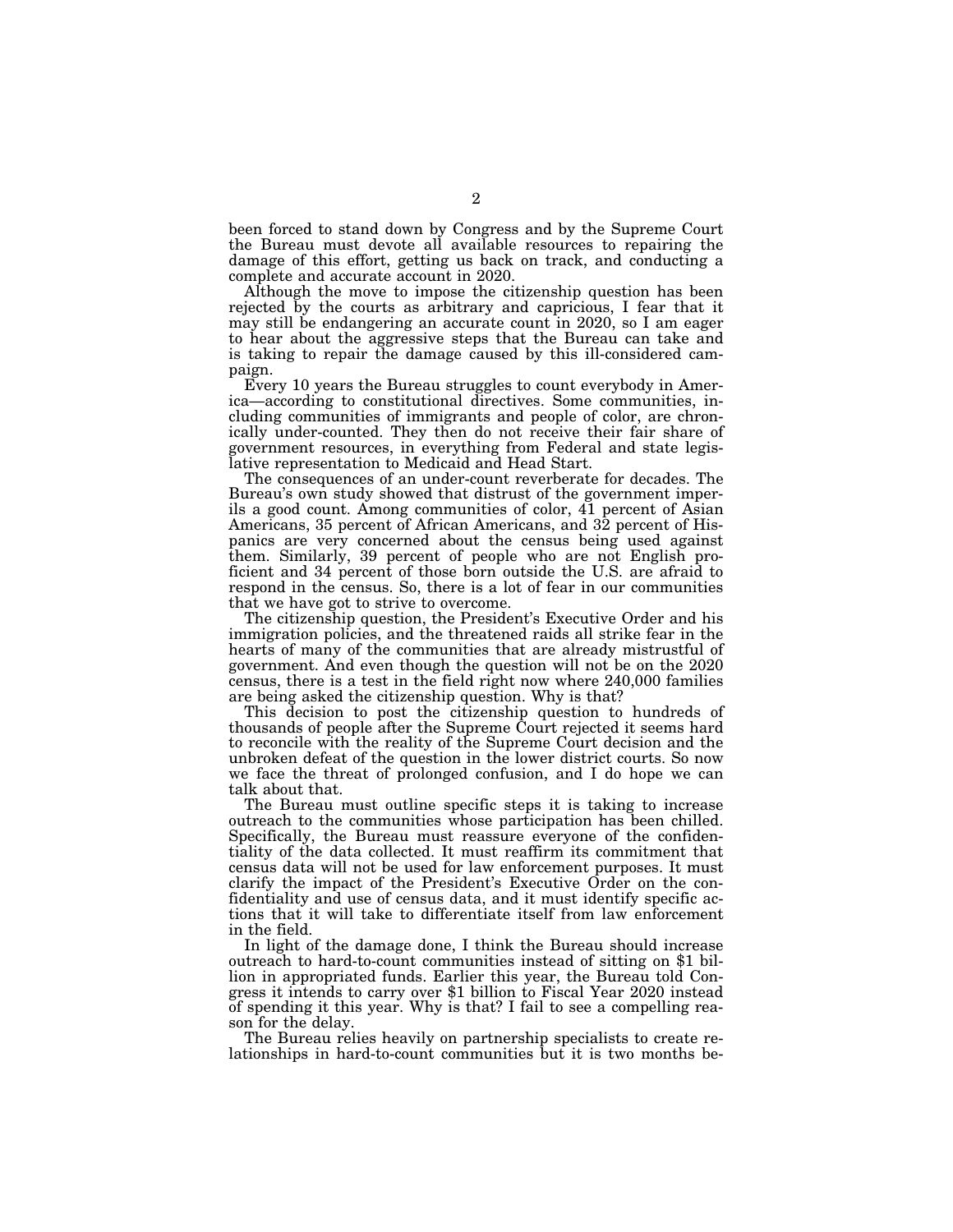been forced to stand down by Congress and by the Supreme Court the Bureau must devote all available resources to repairing the damage of this effort, getting us back on track, and conducting a complete and accurate account in 2020.

Although the move to impose the citizenship question has been rejected by the courts as arbitrary and capricious, I fear that it may still be endangering an accurate count in 2020, so I am eager to hear about the aggressive steps that the Bureau can take and is taking to repair the damage caused by this ill-considered campaign.

Every 10 years the Bureau struggles to count everybody in America—according to constitutional directives. Some communities, including communities of immigrants and people of color, are chronically under-counted. They then do not receive their fair share of government resources, in everything from Federal and state legislative representation to Medicaid and Head Start.

The consequences of an under-count reverberate for decades. The Bureau's own study showed that distrust of the government imperils a good count. Among communities of color, 41 percent of Asian Americans, 35 percent of African Americans, and 32 percent of Hispanics are very concerned about the census being used against them. Similarly, 39 percent of people who are not English proficient and 34 percent of those born outside the U.S. are afraid to respond in the census. So, there is a lot of fear in our communities that we have got to strive to overcome.

The citizenship question, the President's Executive Order and his immigration policies, and the threatened raids all strike fear in the hearts of many of the communities that are already mistrustful of government. And even though the question will not be on the 2020 census, there is a test in the field right now where 240,000 families are being asked the citizenship question. Why is that?

This decision to post the citizenship question to hundreds of thousands of people after the Supreme Court rejected it seems hard to reconcile with the reality of the Supreme Court decision and the unbroken defeat of the question in the lower district courts. So now we face the threat of prolonged confusion, and I do hope we can talk about that.

The Bureau must outline specific steps it is taking to increase outreach to the communities whose participation has been chilled. Specifically, the Bureau must reassure everyone of the confidentiality of the data collected. It must reaffirm its commitment that census data will not be used for law enforcement purposes. It must clarify the impact of the President's Executive Order on the confidentiality and use of census data, and it must identify specific actions that it will take to differentiate itself from law enforcement in the field.

In light of the damage done, I think the Bureau should increase outreach to hard-to-count communities instead of sitting on $1 billion in appropriated funds. Earlier this year, the Bureau told Congress it intends to carry over $1 billion to Fiscal Year 2020 instead of spending it this year. Why is that? I fail to see a compelling reason for the delay.

The Bureau relies heavily on partnership specialists to create relationships in hard-to-count communities but it is two months be-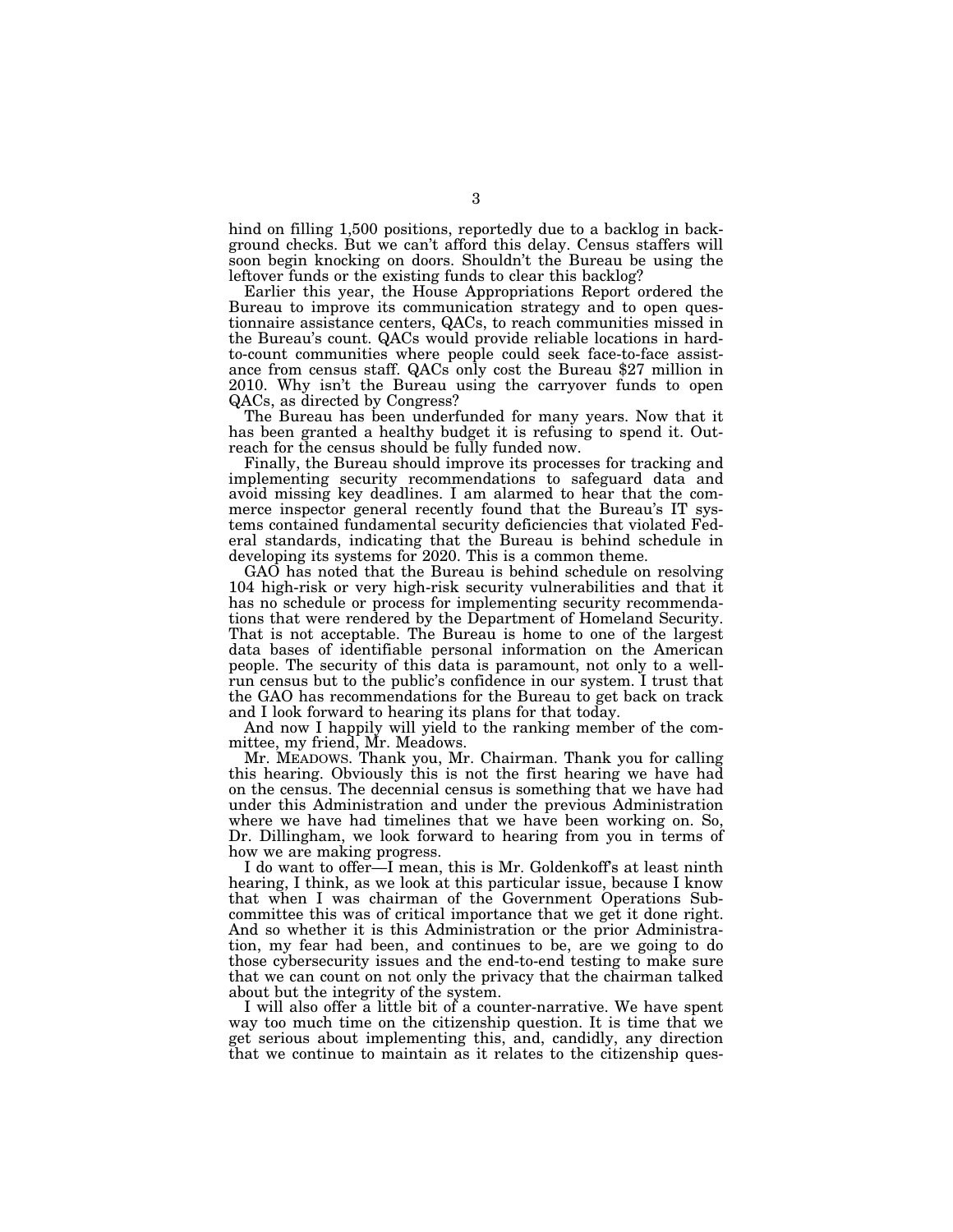hind on filling 1,500 positions, reportedly due to a backlog in background checks. But we can't afford this delay. Census staffers will soon begin knocking on doors. Shouldn't the Bureau be using the leftover funds or the existing funds to clear this backlog?

Earlier this year, the House Appropriations Report ordered the Bureau to improve its communication strategy and to open questionnaire assistance centers, QACs, to reach communities missed in the Bureau's count. QACs would provide reliable locations in hard-to-count communities where people could seek face-to-face assistance from census staff. QACs only cost the Bureau $27 million in 2010. Why isn't the Bureau using the carryover funds to open QACs, as directed by Congress?

The Bureau has been underfunded for many years. Now that it has been granted a healthy budget it is refusing to spend it. Outreach for the census should be fully funded now.

Finally, the Bureau should improve its processes for tracking and implementing security recommendations to safeguard data and avoid missing key deadlines. I am alarmed to hear that the commerce inspector general recently found that the Bureau's IT systems contained fundamental security deficiencies that violated Federal standards, indicating that the Bureau is behind schedule in developing its systems for 2020. This is a common theme.

GAO has noted that the Bureau is behind schedule on resolving 104 high-risk or very high-risk security vulnerabilities and that it has no schedule or process for implementing security recommendations that were rendered by the Department of Homeland Security. That is not acceptable. The Bureau is home to one of the largest data bases of identifiable personal information on the American people. The security of this data is paramount, not only to a well-run census but to the public's confidence in our system. I trust that the GAO has recommendations for the Bureau to get back on track and I look forward to hearing its plans for that today.

And now I happily will yield to the ranking member of the committee, my friend, Mr. Meadows.

Mr. MEADOWS. Thank you, Mr. Chairman. Thank you for calling this hearing. Obviously this is not the first hearing we have had on the census. The decennial census is something that we have had under this Administration and under the previous Administration where we have had timelines that we have been working on. So, Dr. Dillingham, we look forward to hearing from you in terms of how we are making progress.

I do want to offer—I mean, this is Mr. Goldenkoff's at least ninth hearing, I think, as we look at this particular issue, because I know that when I was chairman of the Government Operations Subcommittee this was of critical importance that we get it done right. And so whether it is this Administration or the prior Administration, my fear had been, and continues to be, are we going to do those cybersecurity issues and the end-to-end testing to make sure that we can count on not only the privacy that the chairman talked about but the integrity of the system.

I will also offer a little bit of a counter-narrative. We have spent way too much time on the citizenship question. It is time that we get serious about implementing this, and, candidly, any direction that we continue to maintain as it relates to the citizenship ques-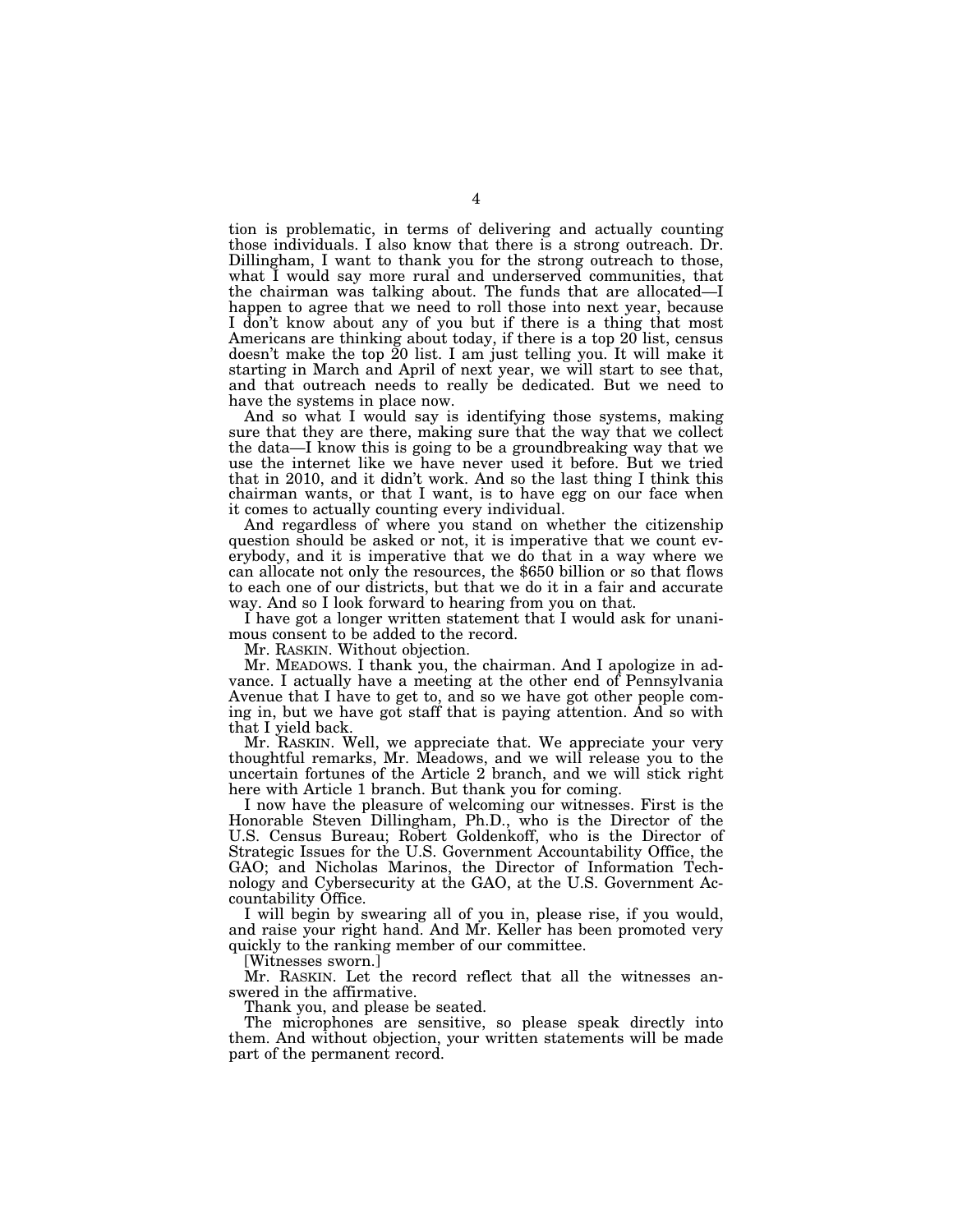tion is problematic, in terms of delivering and actually counting those individuals. I also know that there is a strong outreach. Dr. Dillingham, I want to thank you for the strong outreach to those, what I would say more rural and underserved communities, that the chairman was talking about. The funds that are allocated—I happen to agree that we need to roll those into next year, because I don't know about any of you but if there is a thing that most Americans are thinking about today, if there is a top 20 list, census doesn't make the top 20 list. I am just telling you. It will make it starting in March and April of next year, we will start to see that, and that outreach needs to really be dedicated. But we need to have the systems in place now.

And so what I would say is identifying those systems, making sure that they are there, making sure that the way that we collect the data—I know this is going to be a groundbreaking way that we use the internet like we have never used it before. But we tried that in 2010, and it didn't work. And so the last thing I think this chairman wants, or that I want, is to have egg on our face when it comes to actually counting every individual.

And regardless of where you stand on whether the citizenship question should be asked or not, it is imperative that we count everybody, and it is imperative that we do that in a way where we can allocate not only the resources, the $650 billion or so that flows to each one of our districts, but that we do it in a fair and accurate way. And so I look forward to hearing from you on that.

I have got a longer written statement that I would ask for unanimous consent to be added to the record.

Mr. RASKIN. Without objection.

Mr. MEADOWS. I thank you, the chairman. And I apologize in advance. I actually have a meeting at the other end of Pennsylvania Avenue that I have to get to, and so we have got other people coming in, but we have got staff that is paying attention. And so with that I yield back.

Mr. RASKIN. Well, we appreciate that. We appreciate your very thoughtful remarks, Mr. Meadows, and we will release you to the uncertain fortunes of the Article 2 branch, and we will stick right here with Article 1 branch. But thank you for coming.

I now have the pleasure of welcoming our witnesses. First is the Honorable Steven Dillingham, Ph.D., who is the Director of the U.S. Census Bureau; Robert Goldenkoff, who is the Director of Strategic Issues for the U.S. Government Accountability Office, the GAO; and Nicholas Marinos, the Director of Information Technology and Cybersecurity at the GAO, at the U.S. Government Accountability Office.

I will begin by swearing all of you in, please rise, if you would, and raise your right hand. And Mr. Keller has been promoted very quickly to the ranking member of our committee.

[Witnesses sworn.]

Mr. RASKIN. Let the record reflect that all the witnesses answered in the affirmative.

Thank you, and please be seated.

The microphones are sensitive, so please speak directly into them. And without objection, your written statements will be made part of the permanent record.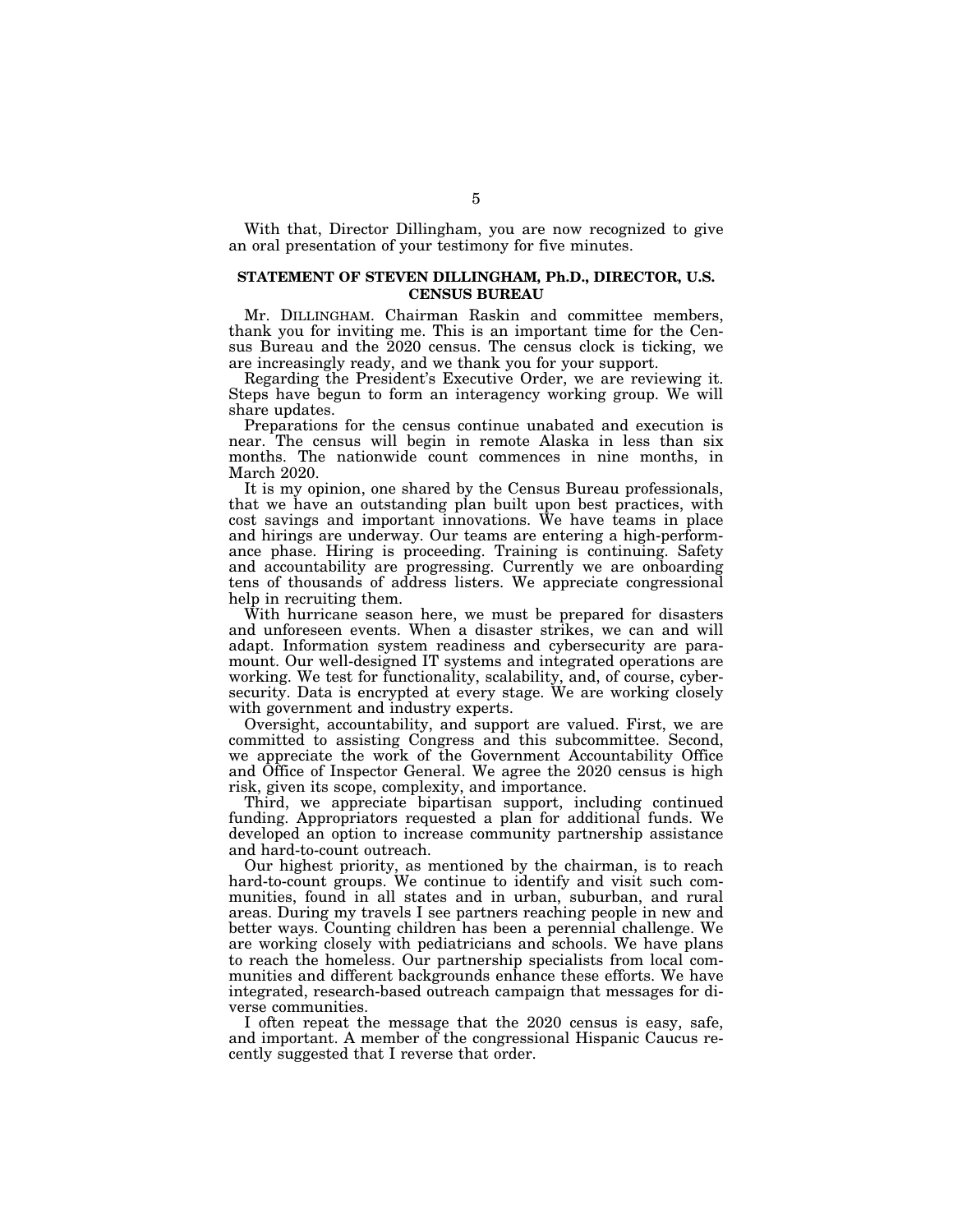With that, Director Dillingham, you are now recognized to give an oral presentation of your testimony for five minutes.

## STATEMENT OF STEVEN DILLINGHAM, Ph.D., DIRECTOR, U.S. CENSUS BUREAU

Mr. DILLINGHAM. Chairman Raskin and committee members, thank you for inviting me. This is an important time for the Census Bureau and the 2020 census. The census clock is ticking, we are increasingly ready, and we thank you for your support.

Regarding the President's Executive Order, we are reviewing it. Steps have begun to form an interagency working group. We will share updates.

Preparations for the census continue unabated and execution is near. The census will begin in remote Alaska in less than six months. The nationwide count commences in nine months, in March 2020.

It is my opinion, one shared by the Census Bureau professionals, that we have an outstanding plan built upon best practices, with cost savings and important innovations. We have teams in place and hirings are underway. Our teams are entering a high-performance phase. Hiring is proceeding. Training is continuing. Safety and accountability are progressing. Currently we are onboarding tens of thousands of address listers. We appreciate congressional help in recruiting them.

With hurricane season here, we must be prepared for disasters and unforeseen events. When a disaster strikes, we can and will adapt. Information system readiness and cybersecurity are paramount. Our well-designed IT systems and integrated operations are working. We test for functionality, scalability, and, of course, cybersecurity. Data is encrypted at every stage. We are working closely with government and industry experts.

Oversight, accountability, and support are valued. First, we are committed to assisting Congress and this subcommittee. Second, we appreciate the work of the Government Accountability Office and Office of Inspector General. We agree the 2020 census is high risk, given its scope, complexity, and importance.

Third, we appreciate bipartisan support, including continued funding. Appropriators requested a plan for additional funds. We developed an option to increase community partnership assistance and hard-to-count outreach.

Our highest priority, as mentioned by the chairman, is to reach hard-to-count groups. We continue to identify and visit such communities, found in all states and in urban, suburban, and rural areas. During my travels I see partners reaching people in new and better ways. Counting children has been a perennial challenge. We are working closely with pediatricians and schools. We have plans to reach the homeless. Our partnership specialists from local communities and different backgrounds enhance these efforts. We have integrated, research-based outreach campaign that messages for diverse communities.

I often repeat the message that the 2020 census is easy, safe, and important. A member of the congressional Hispanic Caucus recently suggested that I reverse that order.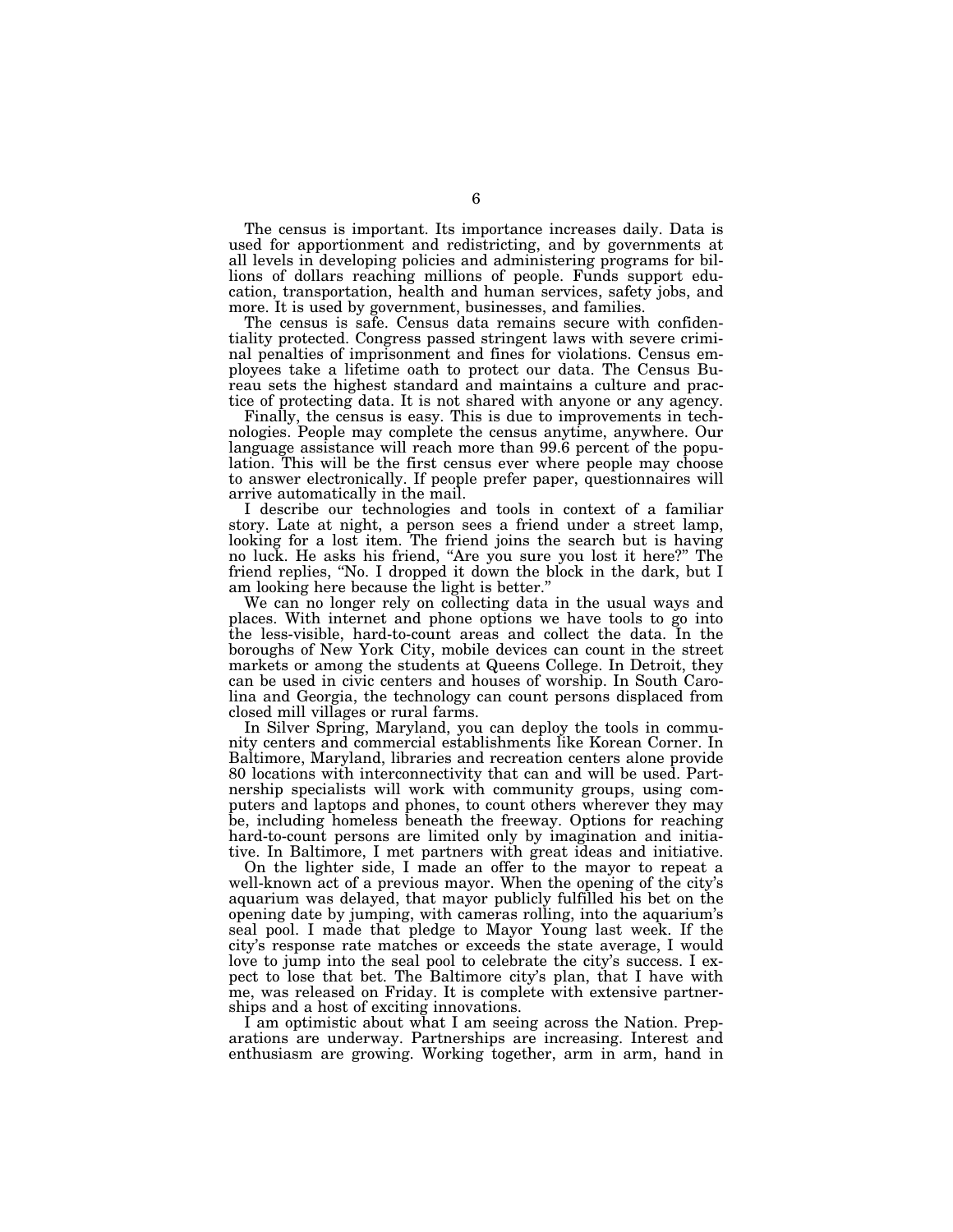The census is important. Its importance increases daily. Data is used for apportionment and redistricting, and by governments at all levels in developing policies and administering programs for billions of dollars reaching millions of people. Funds support education, transportation, health and human services, safety jobs, and more. It is used by government, businesses, and families.

The census is safe. Census data remains secure with confidentiality protected. Congress passed stringent laws with severe criminal penalties of imprisonment and fines for violations. Census employees take a lifetime oath to protect our data. The Census Bureau sets the highest standard and maintains a culture and practice of protecting data. It is not shared with anyone or any agency.

Finally, the census is easy. This is due to improvements in technologies. People may complete the census anytime, anywhere. Our language assistance will reach more than 99.6 percent of the population. This will be the first census ever where people may choose to answer electronically. If people prefer paper, questionnaires will arrive automatically in the mail.

I describe our technologies and tools in context of a familiar story. Late at night, a person sees a friend under a street lamp, looking for a lost item. The friend joins the search but is having no luck. He asks his friend, "Are you sure you lost it here?" The friend replies, "No. I dropped it down the block in the dark, but I am looking here because the light is better."

We can no longer rely on collecting data in the usual ways and places. With internet and phone options we have tools to go into the less-visible, hard-to-count areas and collect the data. In the boroughs of New York City, mobile devices can count in the street markets or among the students at Queens College. In Detroit, they can be used in civic centers and houses of worship. In South Carolina and Georgia, the technology can count persons displaced from closed mill villages or rural farms.

In Silver Spring, Maryland, you can deploy the tools in community centers and commercial establishments like Korean Corner. In Baltimore, Maryland, libraries and recreation centers alone provide 80 locations with interconnectivity that can and will be used. Partnership specialists will work with community groups, using computers and laptops and phones, to count others wherever they may be, including homeless beneath the freeway. Options for reaching hard-to-count persons are limited only by imagination and initiative. In Baltimore, I met partners with great ideas and initiative.

On the lighter side, I made an offer to the mayor to repeat a well-known act of a previous mayor. When the opening of the city's aquarium was delayed, that mayor publicly fulfilled his bet on the opening date by jumping, with cameras rolling, into the aquarium's seal pool. I made that pledge to Mayor Young last week. If the city's response rate matches or exceeds the state average, I would love to jump into the seal pool to celebrate the city's success. I expect to lose that bet. The Baltimore city's plan, that I have with me, was released on Friday. It is complete with extensive partnerships and a host of exciting innovations.

I am optimistic about what I am seeing across the Nation. Preparations are underway. Partnerships are increasing. Interest and enthusiasm are growing. Working together, arm in arm, hand in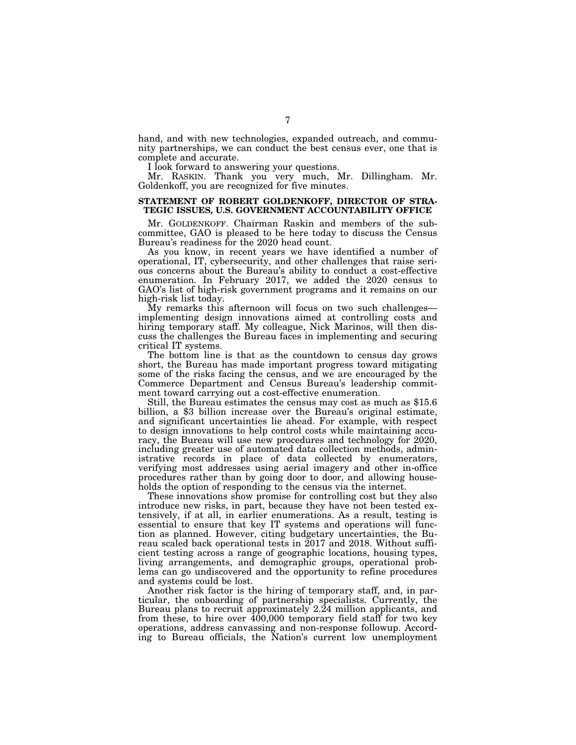hand, and with new technologies, expanded outreach, and community partnerships, we can conduct the best census ever, one that is complete and accurate.

I look forward to answering your questions.

Mr. RASKIN. Thank you very much, Mr. Dillingham. Mr. Goldenkoff, you are recognized for five minutes.

**STATEMENT OF ROBERT GOLDENKOFF, DIRECTOR OF STRATEGIC ISSUES, U.S. GOVERNMENT ACCOUNTABILITY OFFICE**

Mr. GOLDENKOFF. Chairman Raskin and members of the subcommittee, GAO is pleased to be here today to discuss the Census Bureau's readiness for the 2020 head count.

As you know, in recent years we have identified a number of operational, IT, cybersecurity, and other challenges that raise serious concerns about the Bureau's ability to conduct a cost-effective enumeration. In February 2017, we added the 2020 census to GAO's list of high-risk government programs and it remains on our high-risk list today.

My remarks this afternoon will focus on two such challenges—implementing design innovations aimed at controlling costs and hiring temporary staff. My colleague, Nick Marinos, will then discuss the challenges the Bureau faces in implementing and securing critical IT systems.

The bottom line is that as the countdown to census day grows short, the Bureau has made important progress toward mitigating some of the risks facing the census, and we are encouraged by the Commerce Department and Census Bureau's leadership commitment toward carrying out a cost-effective enumeration.

Still, the Bureau estimates the census may cost as much as $15.6 billion, a $3 billion increase over the Bureau's original estimate, and significant uncertainties lie ahead. For example, with respect to design innovations to help control costs while maintaining accuracy, the Bureau will use new procedures and technology for 2020, including greater use of automated data collection methods, administrative records in place of data collected by enumerators, verifying most addresses using aerial imagery and other in-office procedures rather than by going door to door, and allowing households the option of responding to the census via the internet.

These innovations show promise for controlling cost but they also introduce new risks, in part, because they have not been tested extensively, if at all, in earlier enumerations. As a result, testing is essential to ensure that key IT systems and operations will function as planned. However, citing budgetary uncertainties, the Bureau scaled back operational tests in 2017 and 2018. Without sufficient testing across a range of geographic locations, housing types, living arrangements, and demographic groups, operational problems can go undiscovered and the opportunity to refine procedures and systems could be lost.

Another risk factor is the hiring of temporary staff, and, in particular, the onboarding of partnership specialists. Currently, the Bureau plans to recruit approximately 2.24 million applicants, and from these, to hire over 400,000 temporary field staff for two key operations, address canvassing and non-response followup. According to Bureau officials, the Nation's current low unemployment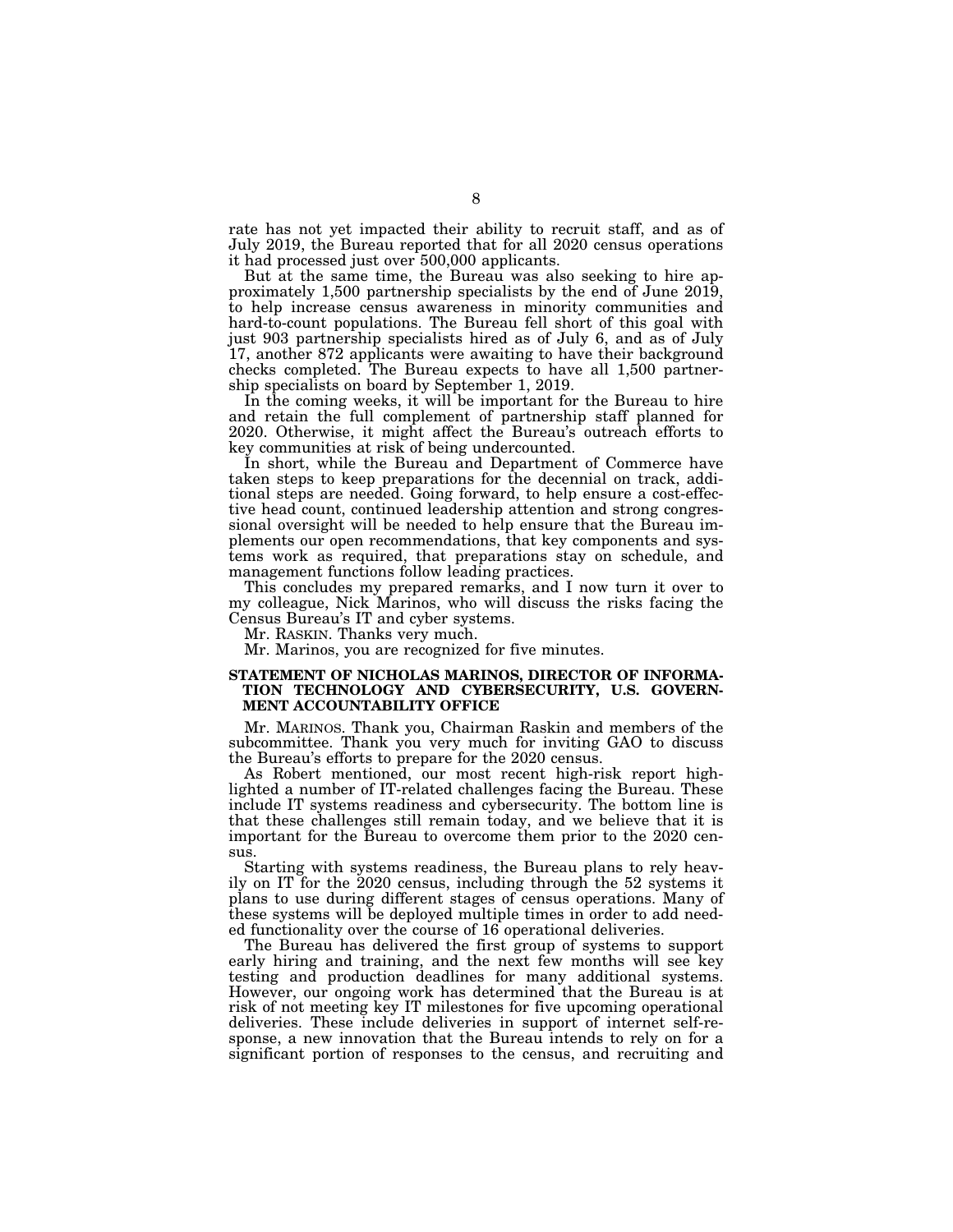rate has not yet impacted their ability to recruit staff, and as of July 2019, the Bureau reported that for all 2020 census operations it had processed just over 500,000 applicants.

But at the same time, the Bureau was also seeking to hire approximately 1,500 partnership specialists by the end of June 2019, to help increase census awareness in minority communities and hard-to-count populations. The Bureau fell short of this goal with just 903 partnership specialists hired as of July 6, and as of July 17, another 872 applicants were awaiting to have their background checks completed. The Bureau expects to have all 1,500 partnership specialists on board by September 1, 2019.

In the coming weeks, it will be important for the Bureau to hire and retain the full complement of partnership staff planned for 2020. Otherwise, it might affect the Bureau's outreach efforts to key communities at risk of being undercounted.

In short, while the Bureau and Department of Commerce have taken steps to keep preparations for the decennial on track, additional steps are needed. Going forward, to help ensure a cost-effective head count, continued leadership attention and strong congressional oversight will be needed to help ensure that the Bureau implements our open recommendations, that key components and systems work as required, that preparations stay on schedule, and management functions follow leading practices.

This concludes my prepared remarks, and I now turn it over to my colleague, Nick Marinos, who will discuss the risks facing the Census Bureau's IT and cyber systems.

Mr. RASKIN. Thanks very much.

Mr. Marinos, you are recognized for five minutes.

## STATEMENT OF NICHOLAS MARINOS, DIRECTOR OF INFORMATION TECHNOLOGY AND CYBERSECURITY, U.S. GOVERNMENT ACCOUNTABILITY OFFICE

Mr. MARINOS. Thank you, Chairman Raskin and members of the subcommittee. Thank you very much for inviting GAO to discuss the Bureau's efforts to prepare for the 2020 census.

As Robert mentioned, our most recent high-risk report highlighted a number of IT-related challenges facing the Bureau. These include IT systems readiness and cybersecurity. The bottom line is that these challenges still remain today, and we believe that it is important for the Bureau to overcome them prior to the 2020 census.

Starting with systems readiness, the Bureau plans to rely heavily on IT for the 2020 census, including through the 52 systems it plans to use during different stages of census operations. Many of these systems will be deployed multiple times in order to add needed functionality over the course of 16 operational deliveries.

The Bureau has delivered the first group of systems to support early hiring and training, and the next few months will see key testing and production deadlines for many additional systems. However, our ongoing work has determined that the Bureau is at risk of not meeting key IT milestones for five upcoming operational deliveries. These include deliveries in support of internet self-response, a new innovation that the Bureau intends to rely on for a significant portion of responses to the census, and recruiting and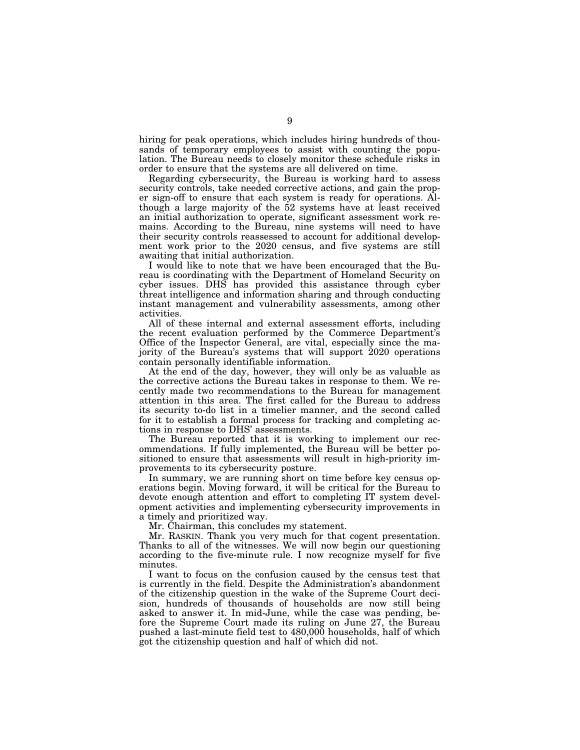hiring for peak operations, which includes hiring hundreds of thousands of temporary employees to assist with counting the population. The Bureau needs to closely monitor these schedule risks in order to ensure that the systems are all delivered on time.

Regarding cybersecurity, the Bureau is working hard to assess security controls, take needed corrective actions, and gain the proper sign-off to ensure that each system is ready for operations. Although a large majority of the 52 systems have at least received an initial authorization to operate, significant assessment work remains. According to the Bureau, nine systems will need to have their security controls reassessed to account for additional development work prior to the 2020 census, and five systems are still awaiting that initial authorization.

I would like to note that we have been encouraged that the Bureau is coordinating with the Department of Homeland Security on cyber issues. DHS has provided this assistance through cyber threat intelligence and information sharing and through conducting instant management and vulnerability assessments, among other activities.

All of these internal and external assessment efforts, including the recent evaluation performed by the Commerce Department's Office of the Inspector General, are vital, especially since the majority of the Bureau's systems that will support 2020 operations contain personally identifiable information.

At the end of the day, however, they will only be as valuable as the corrective actions the Bureau takes in response to them. We recently made two recommendations to the Bureau for management attention in this area. The first called for the Bureau to address its security to-do list in a timelier manner, and the second called for it to establish a formal process for tracking and completing actions in response to DHS' assessments.

The Bureau reported that it is working to implement our recommendations. If fully implemented, the Bureau will be better positioned to ensure that assessments will result in high-priority improvements to its cybersecurity posture.

In summary, we are running short on time before key census operations begin. Moving forward, it will be critical for the Bureau to devote enough attention and effort to completing IT system development activities and implementing cybersecurity improvements in a timely and prioritized way.

Mr. Chairman, this concludes my statement.

Mr. RASKIN. Thank you very much for that cogent presentation. Thanks to all of the witnesses. We will now begin our questioning according to the five-minute rule. I now recognize myself for five minutes.

I want to focus on the confusion caused by the census test that is currently in the field. Despite the Administration's abandonment of the citizenship question in the wake of the Supreme Court decision, hundreds of thousands of households are now still being asked to answer it. In mid-June, while the case was pending, before the Supreme Court made its ruling on June 27, the Bureau pushed a last-minute field test to 480,000 households, half of which got the citizenship question and half of which did not.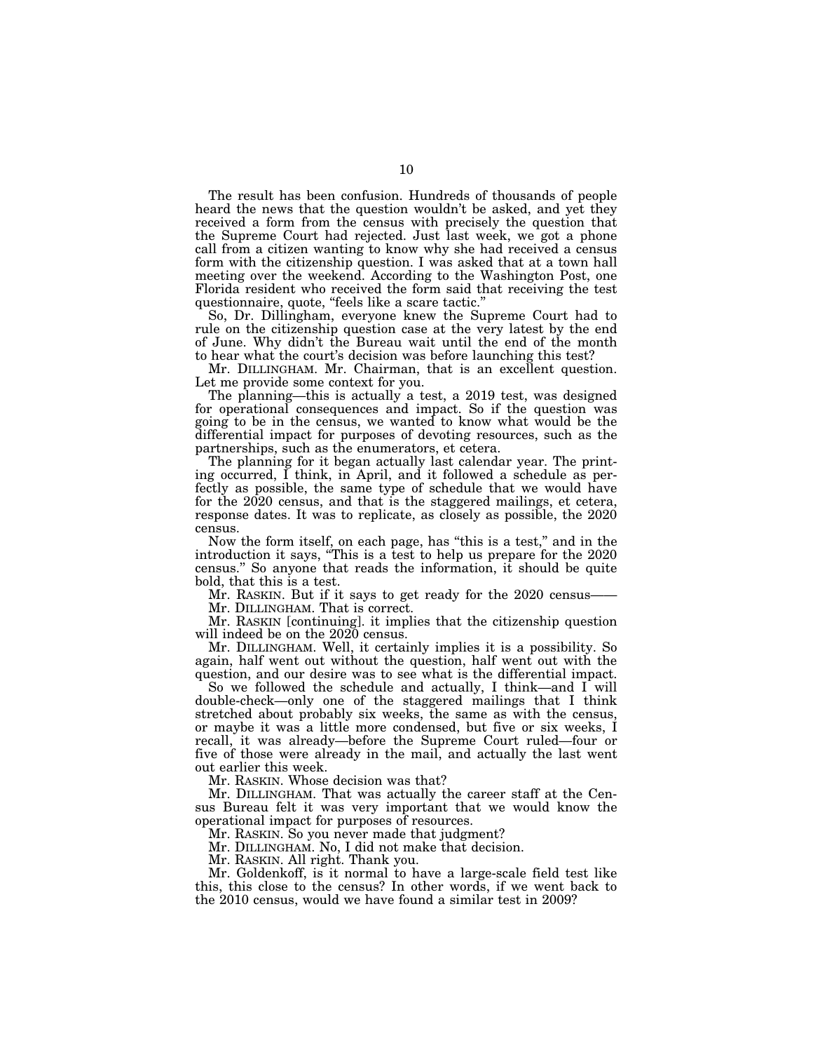The result has been confusion. Hundreds of thousands of people heard the news that the question wouldn't be asked, and yet they received a form from the census with precisely the question that the Supreme Court had rejected. Just last week, we got a phone call from a citizen wanting to know why she had received a census form with the citizenship question. I was asked that at a town hall meeting over the weekend. According to the Washington Post, one Florida resident who received the form said that receiving the test questionnaire, quote, "feels like a scare tactic."

So, Dr. Dillingham, everyone knew the Supreme Court had to rule on the citizenship question case at the very latest by the end of June. Why didn't the Bureau wait until the end of the month to hear what the court's decision was before launching this test?

Mr. DILLINGHAM. Mr. Chairman, that is an excellent question. Let me provide some context for you.

The planning—this is actually a test, a 2019 test, was designed for operational consequences and impact. So if the question was going to be in the census, we wanted to know what would be the differential impact for purposes of devoting resources, such as the partnerships, such as the enumerators, et cetera.

The planning for it began actually last calendar year. The printing occurred, I think, in April, and it followed a schedule as perfectly as possible, the same type of schedule that we would have for the 2020 census, and that is the staggered mailings, et cetera, response dates. It was to replicate, as closely as possible, the 2020 census.

Now the form itself, on each page, has "this is a test," and in the introduction it says, "This is a test to help us prepare for the 2020 census." So anyone that reads the information, it should be quite bold, that this is a test.

Mr. RASKIN. But if it says to get ready for the 2020 census——

Mr. DILLINGHAM. That is correct.

Mr. RASKIN [continuing]. it implies that the citizenship question will indeed be on the 2020 census.

Mr. DILLINGHAM. Well, it certainly implies it is a possibility. So again, half went out without the question, half went out with the question, and our desire was to see what is the differential impact.

So we followed the schedule and actually, I think—and I will double-check—only one of the staggered mailings that I think stretched about probably six weeks, the same as with the census, or maybe it was a little more condensed, but five or six weeks, I recall, it was already—before the Supreme Court ruled—four or five of those were already in the mail, and actually the last went out earlier this week.

Mr. RASKIN. Whose decision was that?

Mr. DILLINGHAM. That was actually the career staff at the Census Bureau felt it was very important that we would know the operational impact for purposes of resources.

Mr. RASKIN. So you never made that judgment?

Mr. DILLINGHAM. No, I did not make that decision.

Mr. RASKIN. All right. Thank you.

Mr. Goldenkoff, is it normal to have a large-scale field test like this, this close to the census? In other words, if we went back to the 2010 census, would we have found a similar test in 2009?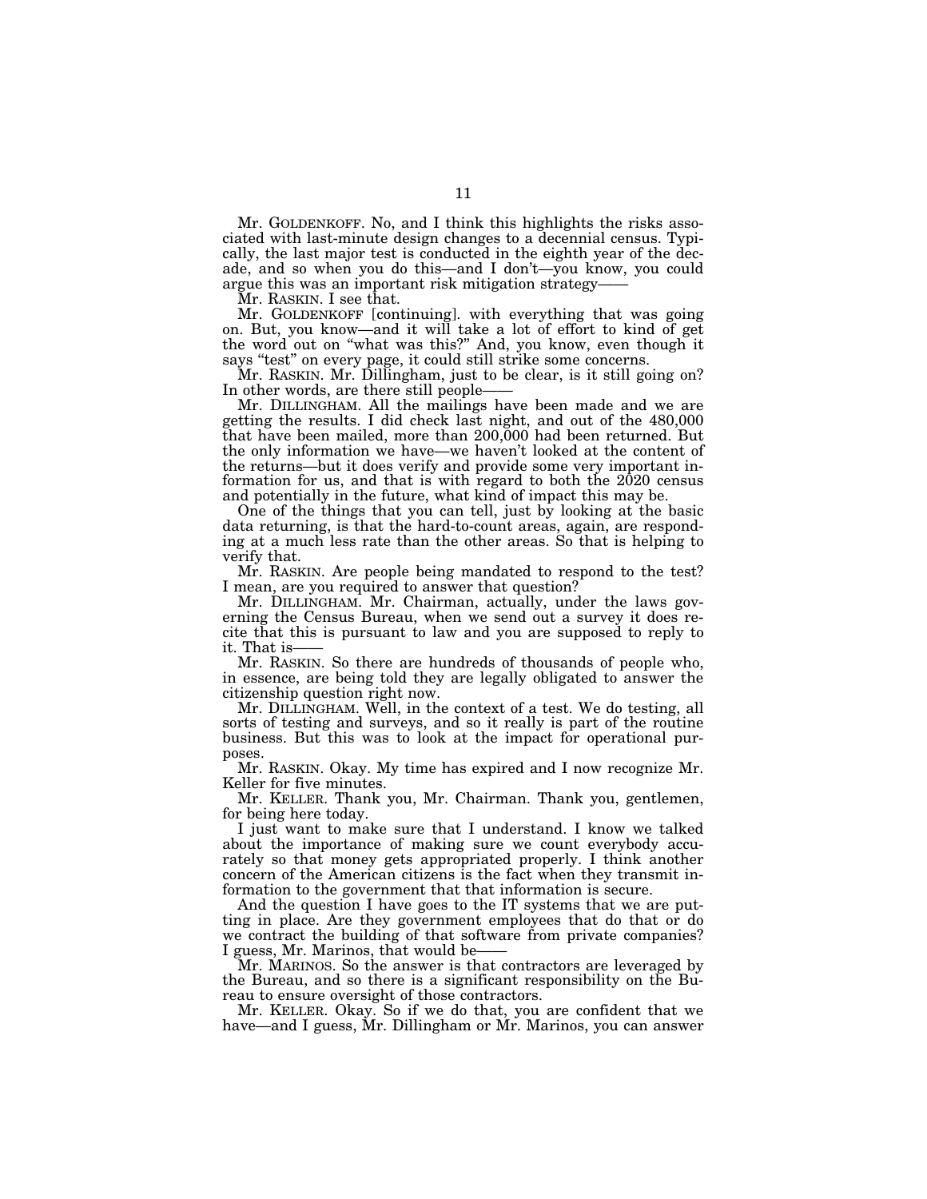Mr. GOLDENKOFF. No, and I think this highlights the risks associated with last-minute design changes to a decennial census. Typically, the last major test is conducted in the eighth year of the decade, and so when you do this—and I don't—you know, you could argue this was an important risk mitigation strategy——

Mr. RASKIN. I see that.

Mr. GOLDENKOFF [continuing]. with everything that was going on. But, you know—and it will take a lot of effort to kind of get the word out on "what was this?" And, you know, even though it says "test" on every page, it could still strike some concerns.

Mr. RASKIN. Mr. Dillingham, just to be clear, is it still going on? In other words, are there still people——

Mr. DILLINGHAM. All the mailings have been made and we are getting the results. I did check last night, and out of the 480,000 that have been mailed, more than 200,000 had been returned. But the only information we have—we haven't looked at the content of the returns—but it does verify and provide some very important information for us, and that is with regard to both the 2020 census and potentially in the future, what kind of impact this may be.

One of the things that you can tell, just by looking at the basic data returning, is that the hard-to-count areas, again, are responding at a much less rate than the other areas. So that is helping to verify that.

Mr. RASKIN. Are people being mandated to respond to the test? I mean, are you required to answer that question?

Mr. DILLINGHAM. Mr. Chairman, actually, under the laws governing the Census Bureau, when we send out a survey it does recite that this is pursuant to law and you are supposed to reply to it. That is——

Mr. RASKIN. So there are hundreds of thousands of people who, in essence, are being told they are legally obligated to answer the citizenship question right now.

Mr. DILLINGHAM. Well, in the context of a test. We do testing, all sorts of testing and surveys, and so it really is part of the routine business. But this was to look at the impact for operational purposes.

Mr. RASKIN. Okay. My time has expired and I now recognize Mr. Keller for five minutes.

Mr. KELLER. Thank you, Mr. Chairman. Thank you, gentlemen, for being here today.

I just want to make sure that I understand. I know we talked about the importance of making sure we count everybody accurately so that money gets appropriated properly. I think another concern of the American citizens is the fact when they transmit information to the government that that information is secure.

And the question I have goes to the IT systems that we are putting in place. Are they government employees that do that or do we contract the building of that software from private companies? I guess, Mr. Marinos, that would be——

Mr. MARINOS. So the answer is that contractors are leveraged by the Bureau, and so there is a significant responsibility on the Bureau to ensure oversight of those contractors.

Mr. KELLER. Okay. So if we do that, you are confident that we have—and I guess, Mr. Dillingham or Mr. Marinos, you can answer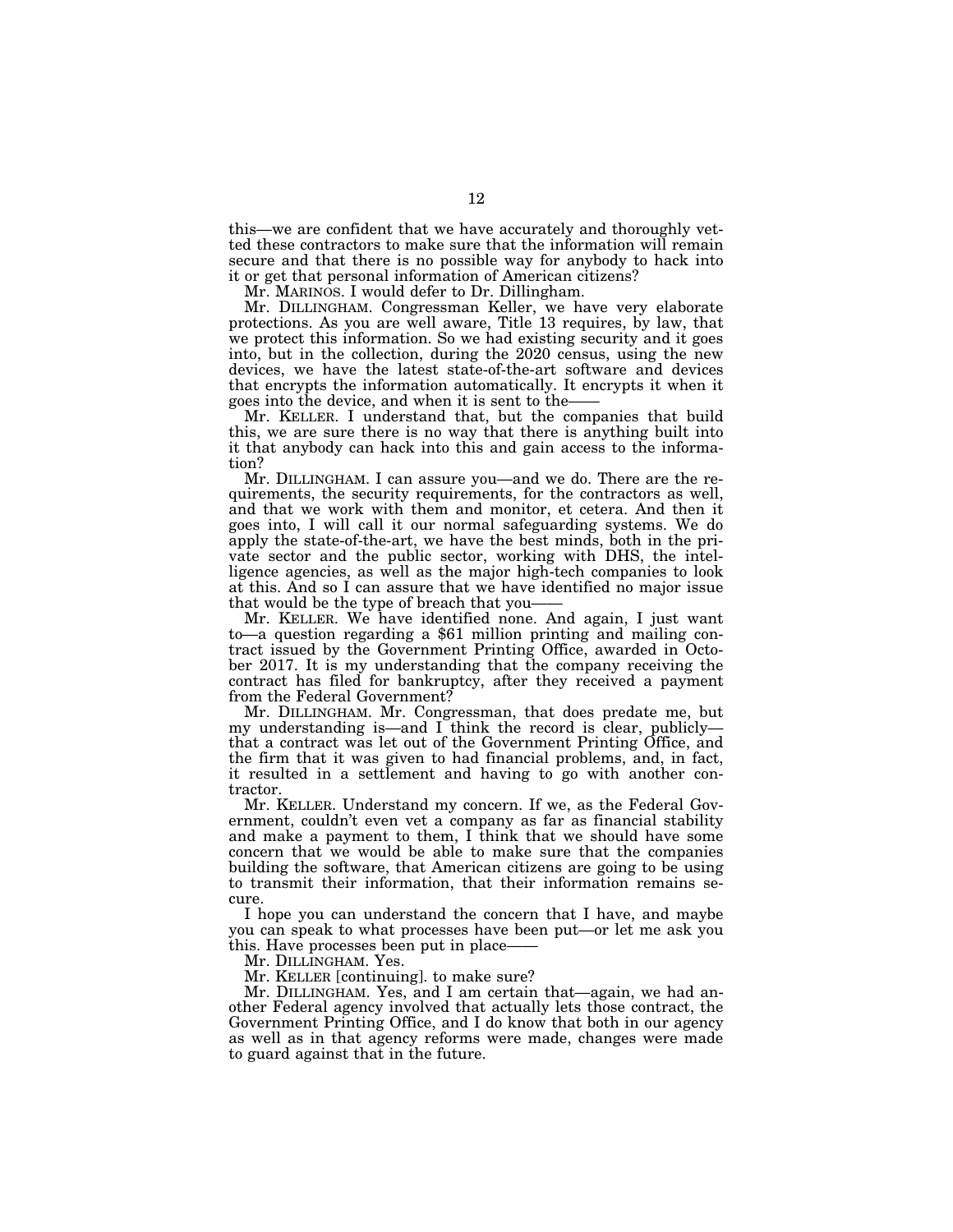this—we are confident that we have accurately and thoroughly vetted these contractors to make sure that the information will remain secure and that there is no possible way for anybody to hack into it or get that personal information of American citizens?

Mr. MARINOS. I would defer to Dr. Dillingham.

Mr. DILLINGHAM. Congressman Keller, we have very elaborate protections. As you are well aware, Title 13 requires, by law, that we protect this information. So we had existing security and it goes into, but in the collection, during the 2020 census, using the new devices, we have the latest state-of-the-art software and devices that encrypts the information automatically. It encrypts it when it goes into the device, and when it is sent to the——

Mr. KELLER. I understand that, but the companies that build this, we are sure there is no way that there is anything built into it that anybody can hack into this and gain access to the information?

Mr. DILLINGHAM. I can assure you—and we do. There are the requirements, the security requirements, for the contractors as well, and that we work with them and monitor, et cetera. And then it goes into, I will call it our normal safeguarding systems. We do apply the state-of-the-art, we have the best minds, both in the private sector and the public sector, working with DHS, the intelligence agencies, as well as the major high-tech companies to look at this. And so I can assure that we have identified no major issue that would be the type of breach that you——

Mr. KELLER. We have identified none. And again, I just want to—a question regarding a $61 million printing and mailing contract issued by the Government Printing Office, awarded in October 2017. It is my understanding that the company receiving the contract has filed for bankruptcy, after they received a payment from the Federal Government?

Mr. DILLINGHAM. Mr. Congressman, that does predate me, but my understanding is—and I think the record is clear, publicly—that a contract was let out of the Government Printing Office, and the firm that it was given to had financial problems, and, in fact, it resulted in a settlement and having to go with another contractor.

Mr. KELLER. Understand my concern. If we, as the Federal Government, couldn't even vet a company as far as financial stability and make a payment to them, I think that we should have some concern that we would be able to make sure that the companies building the software, that American citizens are going to be using to transmit their information, that their information remains secure.

I hope you can understand the concern that I have, and maybe you can speak to what processes have been put—or let me ask you this. Have processes been put in place——

Mr. DILLINGHAM. Yes.

Mr. KELLER [continuing]. to make sure?

Mr. DILLINGHAM. Yes, and I am certain that—again, we had another Federal agency involved that actually lets those contract, the Government Printing Office, and I do know that both in our agency as well as in that agency reforms were made, changes were made to guard against that in the future.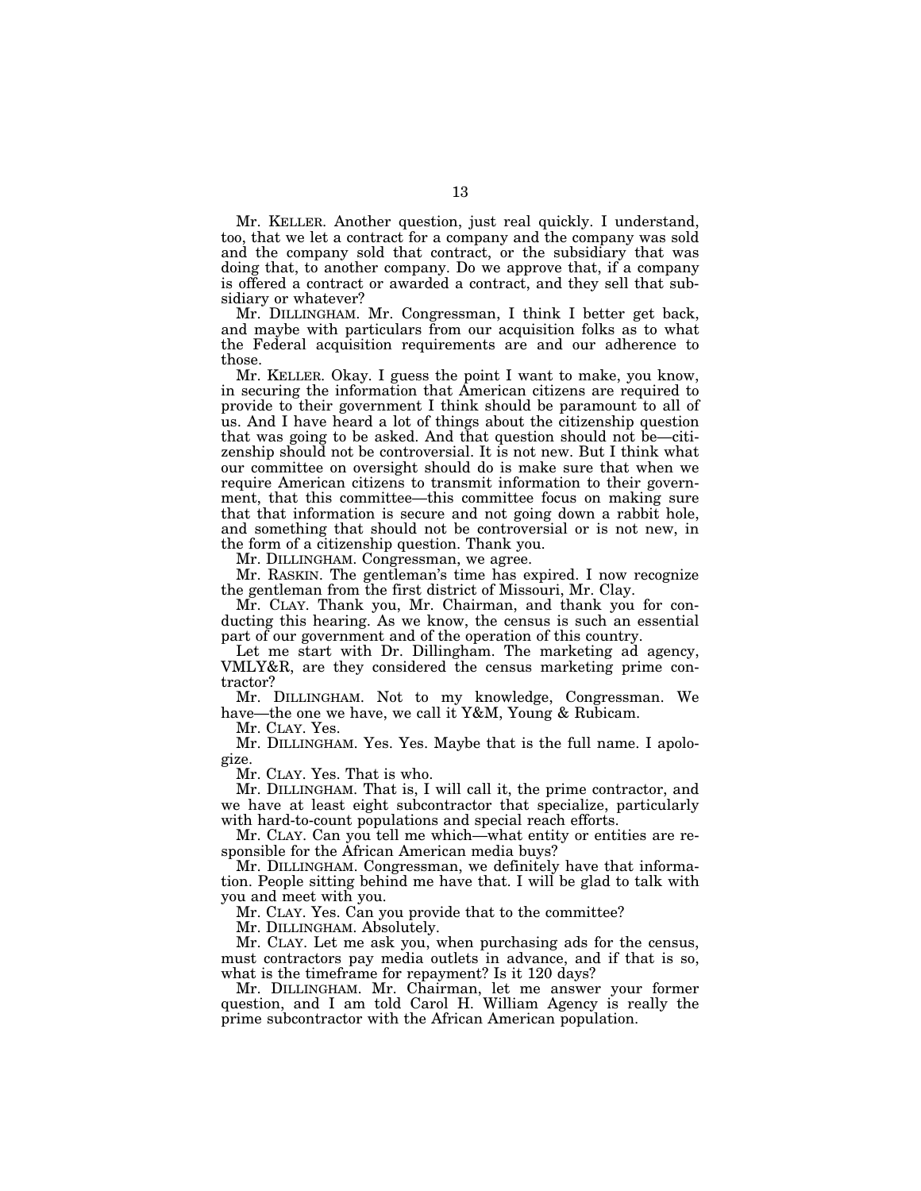Mr. KELLER. Another question, just real quickly. I understand, too, that we let a contract for a company and the company was sold and the company sold that contract, or the subsidiary that was doing that, to another company. Do we approve that, if a company is offered a contract or awarded a contract, and they sell that subsidiary or whatever?

Mr. DILLINGHAM. Mr. Congressman, I think I better get back, and maybe with particulars from our acquisition folks as to what the Federal acquisition requirements are and our adherence to those.

Mr. KELLER. Okay. I guess the point I want to make, you know, in securing the information that American citizens are required to provide to their government I think should be paramount to all of us. And I have heard a lot of things about the citizenship question that was going to be asked. And that question should not be—citizenship should not be controversial. It is not new. But I think what our committee on oversight should do is make sure that when we require American citizens to transmit information to their government, that this committee—this committee focus on making sure that that information is secure and not going down a rabbit hole, and something that should not be controversial or is not new, in the form of a citizenship question. Thank you.

Mr. DILLINGHAM. Congressman, we agree.

Mr. RASKIN. The gentleman's time has expired. I now recognize the gentleman from the first district of Missouri, Mr. Clay.

Mr. CLAY. Thank you, Mr. Chairman, and thank you for conducting this hearing. As we know, the census is such an essential part of our government and of the operation of this country.

Let me start with Dr. Dillingham. The marketing ad agency, VMLY&R, are they considered the census marketing prime contractor?

Mr. DILLINGHAM. Not to my knowledge, Congressman. We have—the one we have, we call it Y&M, Young & Rubicam.

Mr. CLAY. Yes.

Mr. DILLINGHAM. Yes. Yes. Maybe that is the full name. I apologize.

Mr. CLAY. Yes. That is who.

Mr. DILLINGHAM. That is, I will call it, the prime contractor, and we have at least eight subcontractor that specialize, particularly with hard-to-count populations and special reach efforts.

Mr. CLAY. Can you tell me which—what entity or entities are responsible for the African American media buys?

Mr. DILLINGHAM. Congressman, we definitely have that information. People sitting behind me have that. I will be glad to talk with you and meet with you.

Mr. CLAY. Yes. Can you provide that to the committee?

Mr. DILLINGHAM. Absolutely.

Mr. CLAY. Let me ask you, when purchasing ads for the census, must contractors pay media outlets in advance, and if that is so, what is the timeframe for repayment? Is it 120 days?

Mr. DILLINGHAM. Mr. Chairman, let me answer your former question, and I am told Carol H. William Agency is really the prime subcontractor with the African American population.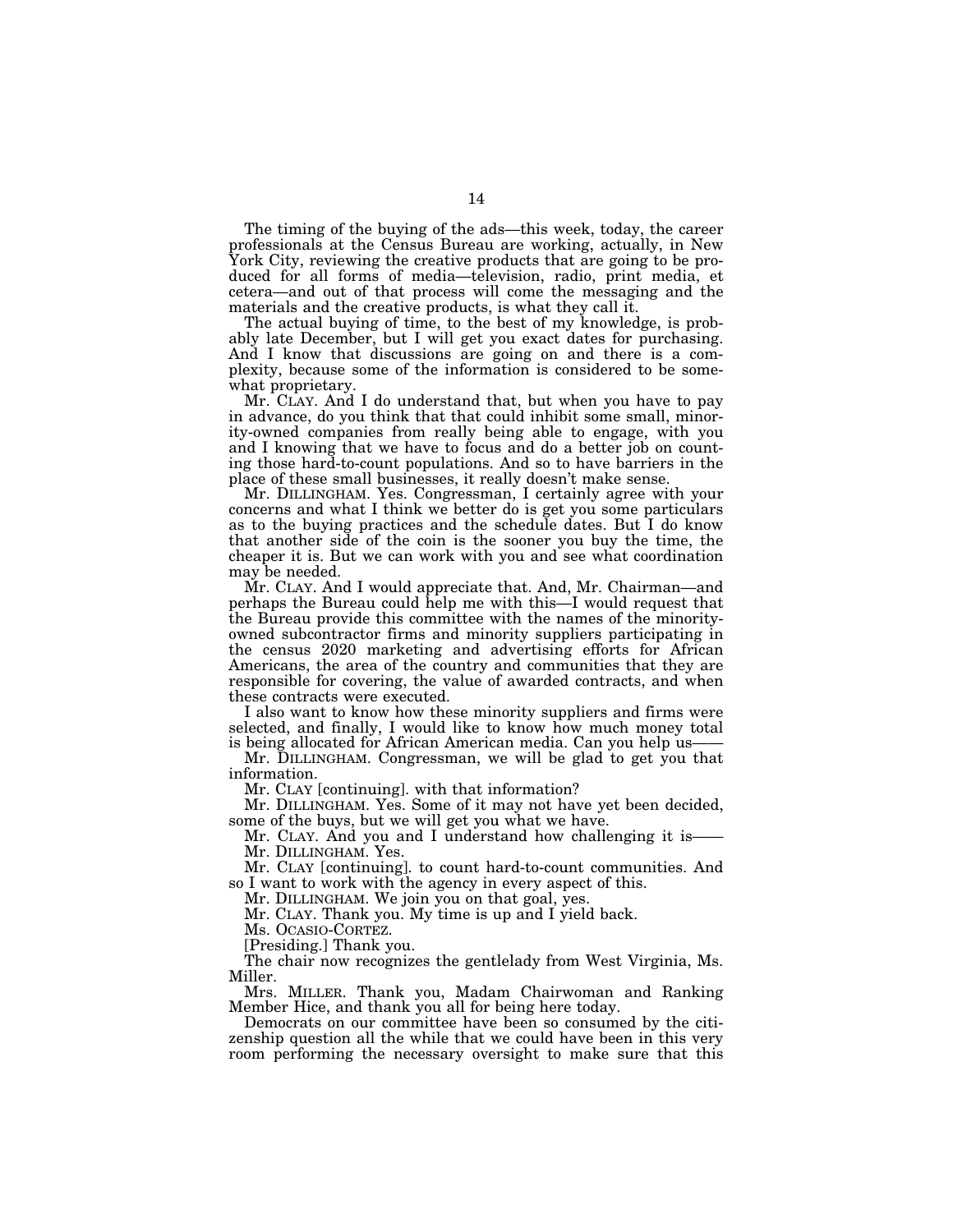The timing of the buying of the ads—this week, today, the career professionals at the Census Bureau are working, actually, in New York City, reviewing the creative products that are going to be produced for all forms of media—television, radio, print media, et cetera—and out of that process will come the messaging and the materials and the creative products, is what they call it.

The actual buying of time, to the best of my knowledge, is probably late December, but I will get you exact dates for purchasing. And I know that discussions are going on and there is a complexity, because some of the information is considered to be somewhat proprietary.

Mr. CLAY. And I do understand that, but when you have to pay in advance, do you think that that could inhibit some small, minority-owned companies from really being able to engage, with you and I knowing that we have to focus and do a better job on counting those hard-to-count populations. And so to have barriers in the place of these small businesses, it really doesn't make sense.

Mr. DILLINGHAM. Yes. Congressman, I certainly agree with your concerns and what I think we better do is get you some particulars as to the buying practices and the schedule dates. But I do know that another side of the coin is the sooner you buy the time, the cheaper it is. But we can work with you and see what coordination may be needed.

Mr. CLAY. And I would appreciate that. And, Mr. Chairman—and perhaps the Bureau could help me with this—I would request that the Bureau provide this committee with the names of the minority-owned subcontractor firms and minority suppliers participating in the census 2020 marketing and advertising efforts for African Americans, the area of the country and communities that they are responsible for covering, the value of awarded contracts, and when these contracts were executed.

I also want to know how these minority suppliers and firms were selected, and finally, I would like to know how much money total is being allocated for African American media. Can you help us——

Mr. DILLINGHAM. Congressman, we will be glad to get you that information.

Mr. CLAY [continuing]. with that information?

Mr. DILLINGHAM. Yes. Some of it may not have yet been decided, some of the buys, but we will get you what we have.

Mr. CLAY. And you and I understand how challenging it is——

Mr. DILLINGHAM. Yes.

Mr. CLAY [continuing]. to count hard-to-count communities. And so I want to work with the agency in every aspect of this.

Mr. DILLINGHAM. We join you on that goal, yes.

Mr. CLAY. Thank you. My time is up and I yield back.

Ms. OCASIO-CORTEZ.

[Presiding.] Thank you.

The chair now recognizes the gentlelady from West Virginia, Ms. Miller.

Mrs. MILLER. Thank you, Madam Chairwoman and Ranking Member Hice, and thank you all for being here today.

Democrats on our committee have been so consumed by the citizenship question all the while that we could have been in this very room performing the necessary oversight to make sure that this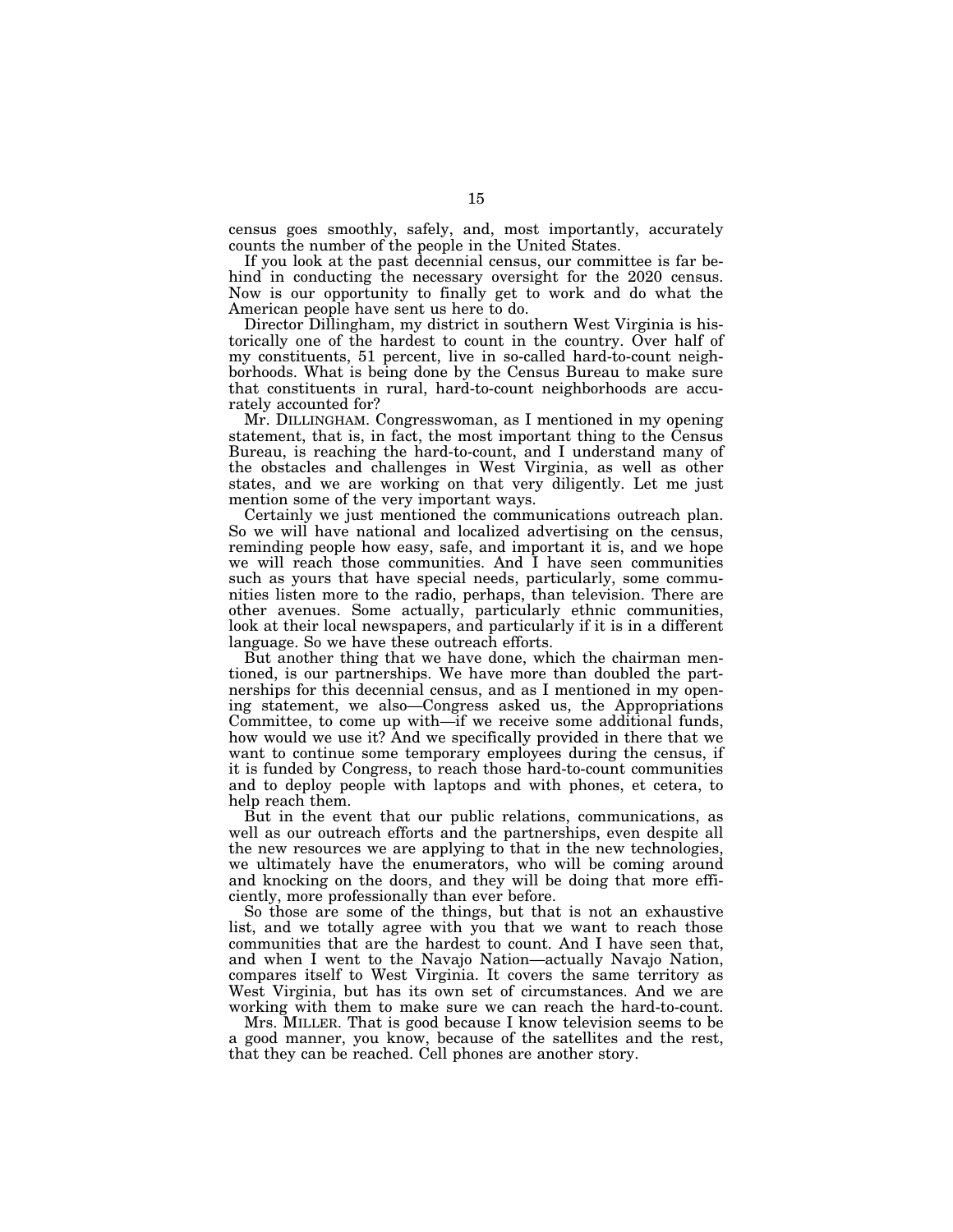census goes smoothly, safely, and, most importantly, accurately counts the number of the people in the United States.

If you look at the past decennial census, our committee is far behind in conducting the necessary oversight for the 2020 census. Now is our opportunity to finally get to work and do what the American people have sent us here to do.

Director Dillingham, my district in southern West Virginia is historically one of the hardest to count in the country. Over half of my constituents, 51 percent, live in so-called hard-to-count neighborhoods. What is being done by the Census Bureau to make sure that constituents in rural, hard-to-count neighborhoods are accurately accounted for?

Mr. DILLINGHAM. Congresswoman, as I mentioned in my opening statement, that is, in fact, the most important thing to the Census Bureau, is reaching the hard-to-count, and I understand many of the obstacles and challenges in West Virginia, as well as other states, and we are working on that very diligently. Let me just mention some of the very important ways.

Certainly we just mentioned the communications outreach plan. So we will have national and localized advertising on the census, reminding people how easy, safe, and important it is, and we hope we will reach those communities. And I have seen communities such as yours that have special needs, particularly, some communities listen more to the radio, perhaps, than television. There are other avenues. Some actually, particularly ethnic communities, look at their local newspapers, and particularly if it is in a different language. So we have these outreach efforts.

But another thing that we have done, which the chairman mentioned, is our partnerships. We have more than doubled the partnerships for this decennial census, and as I mentioned in my opening statement, we also—Congress asked us, the Appropriations Committee, to come up with—if we receive some additional funds, how would we use it? And we specifically provided in there that we want to continue some temporary employees during the census, if it is funded by Congress, to reach those hard-to-count communities and to deploy people with laptops and with phones, et cetera, to help reach them.

But in the event that our public relations, communications, as well as our outreach efforts and the partnerships, even despite all the new resources we are applying to that in the new technologies, we ultimately have the enumerators, who will be coming around and knocking on the doors, and they will be doing that more efficiently, more professionally than ever before.

So those are some of the things, but that is not an exhaustive list, and we totally agree with you that we want to reach those communities that are the hardest to count. And I have seen that, and when I went to the Navajo Nation—actually Navajo Nation, compares itself to West Virginia. It covers the same territory as West Virginia, but has its own set of circumstances. And we are working with them to make sure we can reach the hard-to-count.

Mrs. MILLER. That is good because I know television seems to be a good manner, you know, because of the satellites and the rest, that they can be reached. Cell phones are another story.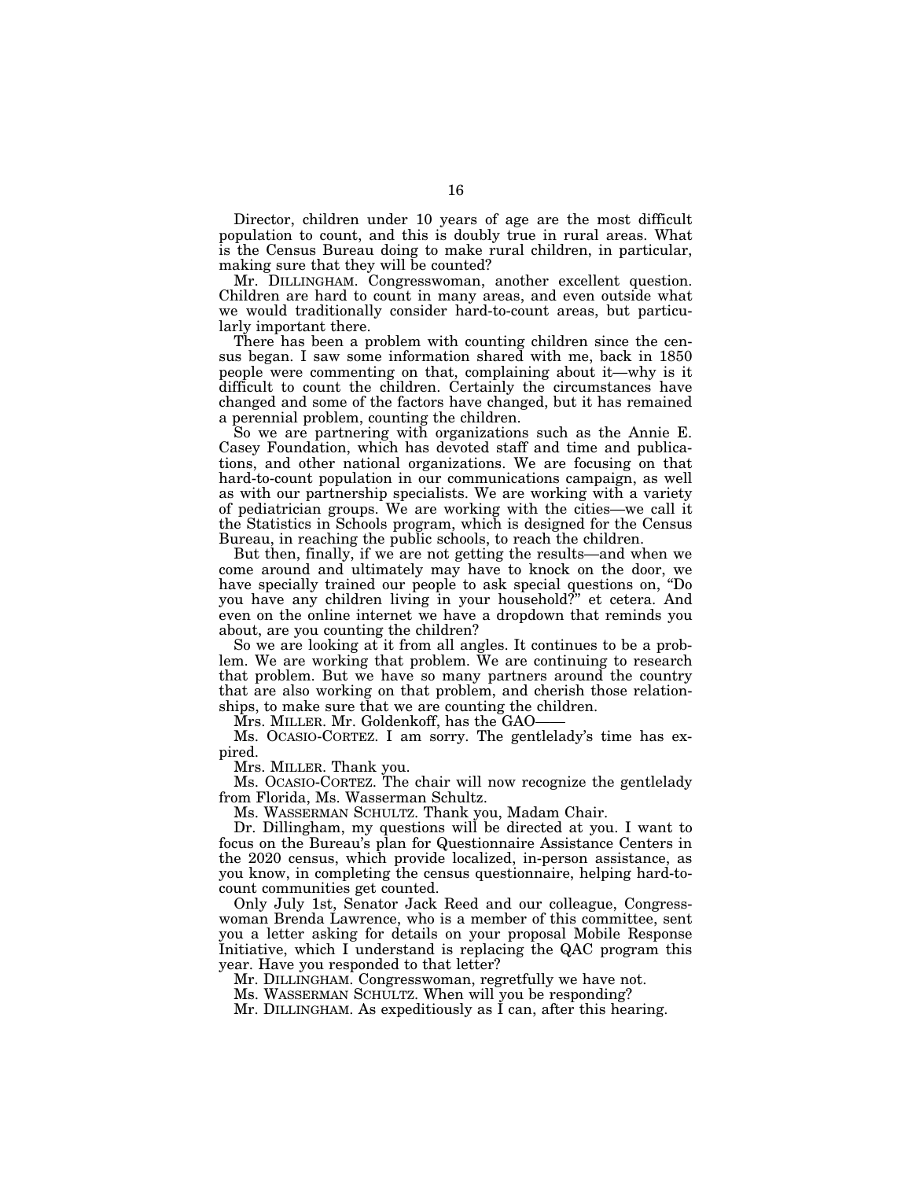Director, children under 10 years of age are the most difficult population to count, and this is doubly true in rural areas. What is the Census Bureau doing to make rural children, in particular, making sure that they will be counted?

Mr. DILLINGHAM. Congresswoman, another excellent question. Children are hard to count in many areas, and even outside what we would traditionally consider hard-to-count areas, but particularly important there.

There has been a problem with counting children since the census began. I saw some information shared with me, back in 1850 people were commenting on that, complaining about it—why is it difficult to count the children. Certainly the circumstances have changed and some of the factors have changed, but it has remained a perennial problem, counting the children.

So we are partnering with organizations such as the Annie E. Casey Foundation, which has devoted staff and time and publications, and other national organizations. We are focusing on that hard-to-count population in our communications campaign, as well as with our partnership specialists. We are working with a variety of pediatrician groups. We are working with the cities—we call it the Statistics in Schools program, which is designed for the Census Bureau, in reaching the public schools, to reach the children.

But then, finally, if we are not getting the results—and when we come around and ultimately may have to knock on the door, we have specially trained our people to ask special questions on, "Do you have any children living in your household?" et cetera. And even on the online internet we have a dropdown that reminds you about, are you counting the children?

So we are looking at it from all angles. It continues to be a problem. We are working that problem. We are continuing to research that problem. But we have so many partners around the country that are also working on that problem, and cherish those relationships, to make sure that we are counting the children.

Mrs. MILLER. Mr. Goldenkoff, has the GAO——

Ms. OCASIO-CORTEZ. I am sorry. The gentlelady's time has expired.

Mrs. MILLER. Thank you.

Ms. OCASIO-CORTEZ. The chair will now recognize the gentlelady from Florida, Ms. Wasserman Schultz.

Ms. WASSERMAN SCHULTZ. Thank you, Madam Chair.

Dr. Dillingham, my questions will be directed at you. I want to focus on the Bureau's plan for Questionnaire Assistance Centers in the 2020 census, which provide localized, in-person assistance, as you know, in completing the census questionnaire, helping hard-to-count communities get counted.

Only July 1st, Senator Jack Reed and our colleague, Congresswoman Brenda Lawrence, who is a member of this committee, sent you a letter asking for details on your proposal Mobile Response Initiative, which I understand is replacing the QAC program this year. Have you responded to that letter?

Mr. DILLINGHAM. Congresswoman, regretfully we have not.

Ms. WASSERMAN SCHULTZ. When will you be responding?

Mr. DILLINGHAM. As expeditiously as I can, after this hearing.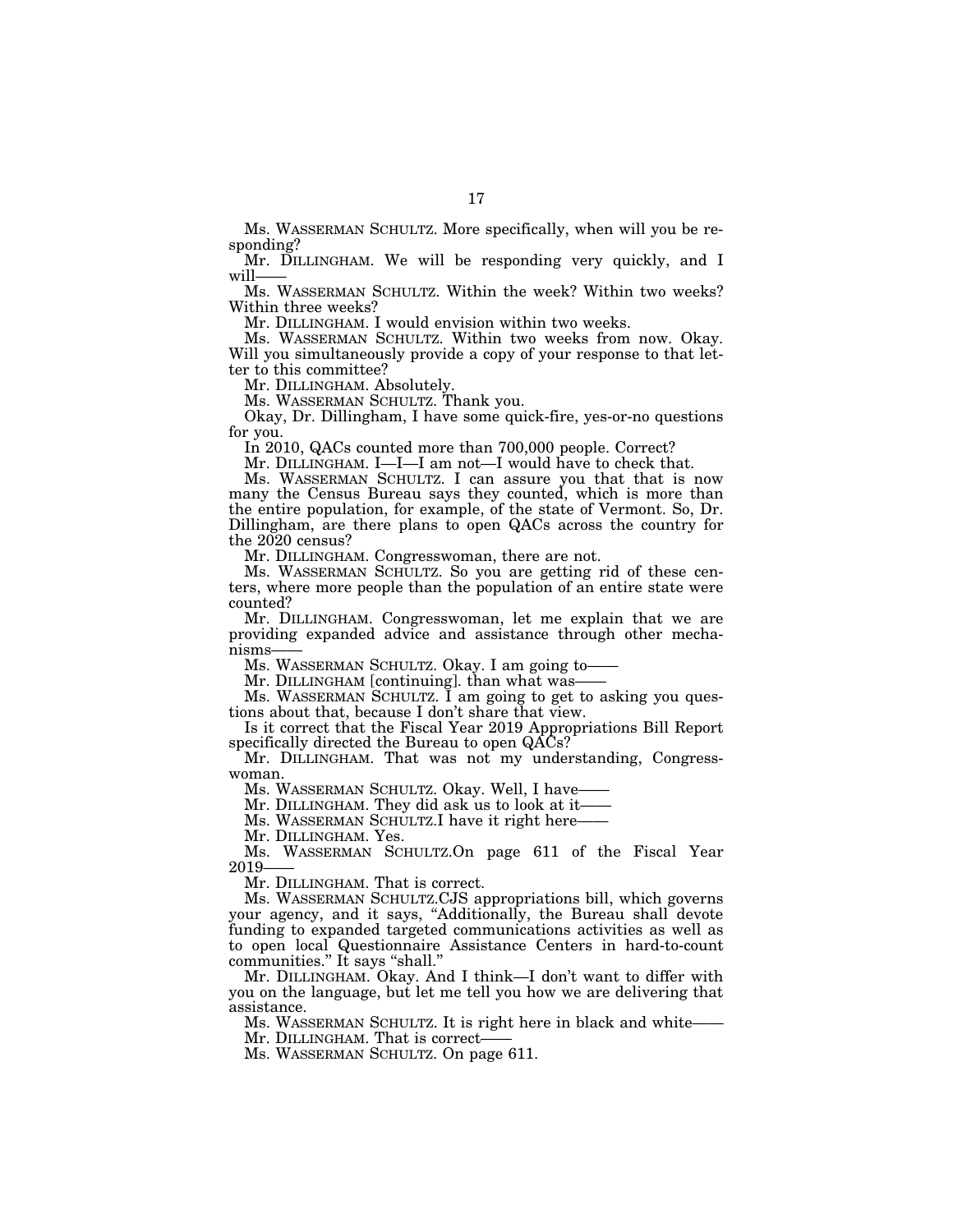Ms. WASSERMAN SCHULTZ. More specifically, when will you be responding?

Mr. DILLINGHAM. We will be responding very quickly, and I will——

Ms. WASSERMAN SCHULTZ. Within the week? Within two weeks? Within three weeks?

Mr. DILLINGHAM. I would envision within two weeks.

Ms. WASSERMAN SCHULTZ. Within two weeks from now. Okay. Will you simultaneously provide a copy of your response to that letter to this committee?

Mr. DILLINGHAM. Absolutely.

Ms. WASSERMAN SCHULTZ. Thank you.

Okay, Dr. Dillingham, I have some quick-fire, yes-or-no questions for you.

In 2010, QACs counted more than 700,000 people. Correct?

Mr. DILLINGHAM. I—I—I am not—I would have to check that.

Ms. WASSERMAN SCHULTZ. I can assure you that that is now many the Census Bureau says they counted, which is more than the entire population, for example, of the state of Vermont. So, Dr. Dillingham, are there plans to open QACs across the country for the 2020 census?

Mr. DILLINGHAM. Congresswoman, there are not.

Ms. WASSERMAN SCHULTZ. So you are getting rid of these centers, where more people than the population of an entire state were counted?

Mr. DILLINGHAM. Congresswoman, let me explain that we are providing expanded advice and assistance through other mechanisms——

Ms. WASSERMAN SCHULTZ. Okay. I am going to——

Mr. DILLINGHAM [continuing]. than what was——

Ms. WASSERMAN SCHULTZ. I am going to get to asking you questions about that, because I don't share that view.

Is it correct that the Fiscal Year 2019 Appropriations Bill Report specifically directed the Bureau to open QACs?

Mr. DILLINGHAM. That was not my understanding, Congresswoman.

Ms. WASSERMAN SCHULTZ. Okay. Well, I have——

Mr. DILLINGHAM. They did ask us to look at it——

Ms. WASSERMAN SCHULTZ.I have it right here——

Mr. DILLINGHAM. Yes.

Ms. WASSERMAN SCHULTZ.On page 611 of the Fiscal Year 2019——

Mr. DILLINGHAM. That is correct.

Ms. WASSERMAN SCHULTZ.CJS appropriations bill, which governs your agency, and it says, "Additionally, the Bureau shall devote funding to expanded targeted communications activities as well as to open local Questionnaire Assistance Centers in hard-to-count communities." It says "shall."

Mr. DILLINGHAM. Okay. And I think—I don't want to differ with you on the language, but let me tell you how we are delivering that assistance.

Ms. WASSERMAN SCHULTZ. It is right here in black and white——

Mr. DILLINGHAM. That is correct——

Ms. WASSERMAN SCHULTZ. On page 611.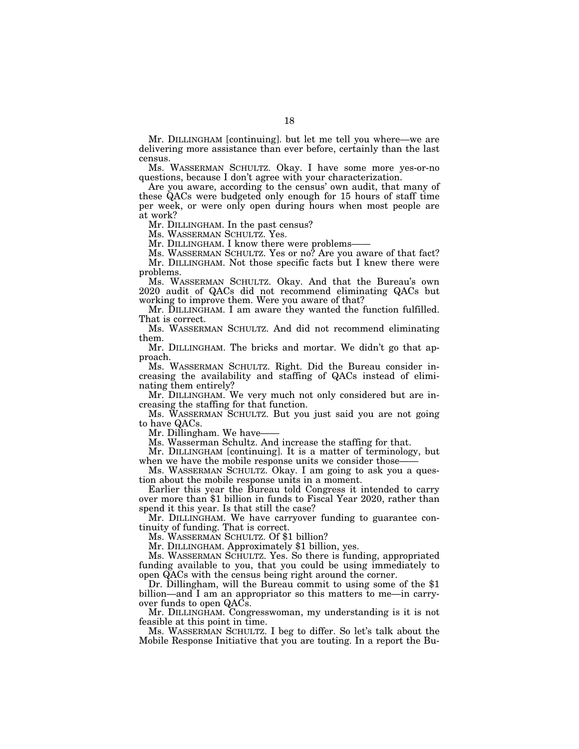Mr. DILLINGHAM [continuing]. but let me tell you where—we are delivering more assistance than ever before, certainly than the last census.

Ms. WASSERMAN SCHULTZ. Okay. I have some more yes-or-no questions, because I don't agree with your characterization.

Are you aware, according to the census' own audit, that many of these QACs were budgeted only enough for 15 hours of staff time per week, or were only open during hours when most people are at work?

Mr. DILLINGHAM. In the past census?

Ms. WASSERMAN SCHULTZ. Yes.

Mr. DILLINGHAM. I know there were problems——

Ms. WASSERMAN SCHULTZ. Yes or no? Are you aware of that fact?

Mr. DILLINGHAM. Not those specific facts but I knew there were problems.

Ms. WASSERMAN SCHULTZ. Okay. And that the Bureau's own 2020 audit of QACs did not recommend eliminating QACs but working to improve them. Were you aware of that?

Mr. DILLINGHAM. I am aware they wanted the function fulfilled. That is correct.

Ms. WASSERMAN SCHULTZ. And did not recommend eliminating them.

Mr. DILLINGHAM. The bricks and mortar. We didn't go that approach.

Ms. WASSERMAN SCHULTZ. Right. Did the Bureau consider increasing the availability and staffing of QACs instead of eliminating them entirely?

Mr. DILLINGHAM. We very much not only considered but are increasing the staffing for that function.

Ms. WASSERMAN SCHULTZ. But you just said you are not going to have QACs.

Mr. Dillingham. We have——

Ms. Wasserman Schultz. And increase the staffing for that.

Mr. DILLINGHAM [continuing]. It is a matter of terminology, but when we have the mobile response units we consider those——

Ms. WASSERMAN SCHULTZ. Okay. I am going to ask you a question about the mobile response units in a moment.

Earlier this year the Bureau told Congress it intended to carry over more than $1 billion in funds to Fiscal Year 2020, rather than spend it this year. Is that still the case?

Mr. DILLINGHAM. We have carryover funding to guarantee continuity of funding. That is correct.

Ms. WASSERMAN SCHULTZ. Of $1 billion?

Mr. DILLINGHAM. Approximately $1 billion, yes.

Ms. WASSERMAN SCHULTZ. Yes. So there is funding, appropriated funding available to you, that you could be using immediately to open QACs with the census being right around the corner.

Dr. Dillingham, will the Bureau commit to using some of the $1 billion—and I am an appropriator so this matters to me—in carryover funds to open QACs.

Mr. DILLINGHAM. Congresswoman, my understanding is it is not feasible at this point in time.

Ms. WASSERMAN SCHULTZ. I beg to differ. So let's talk about the Mobile Response Initiative that you are touting. In a report the Bu-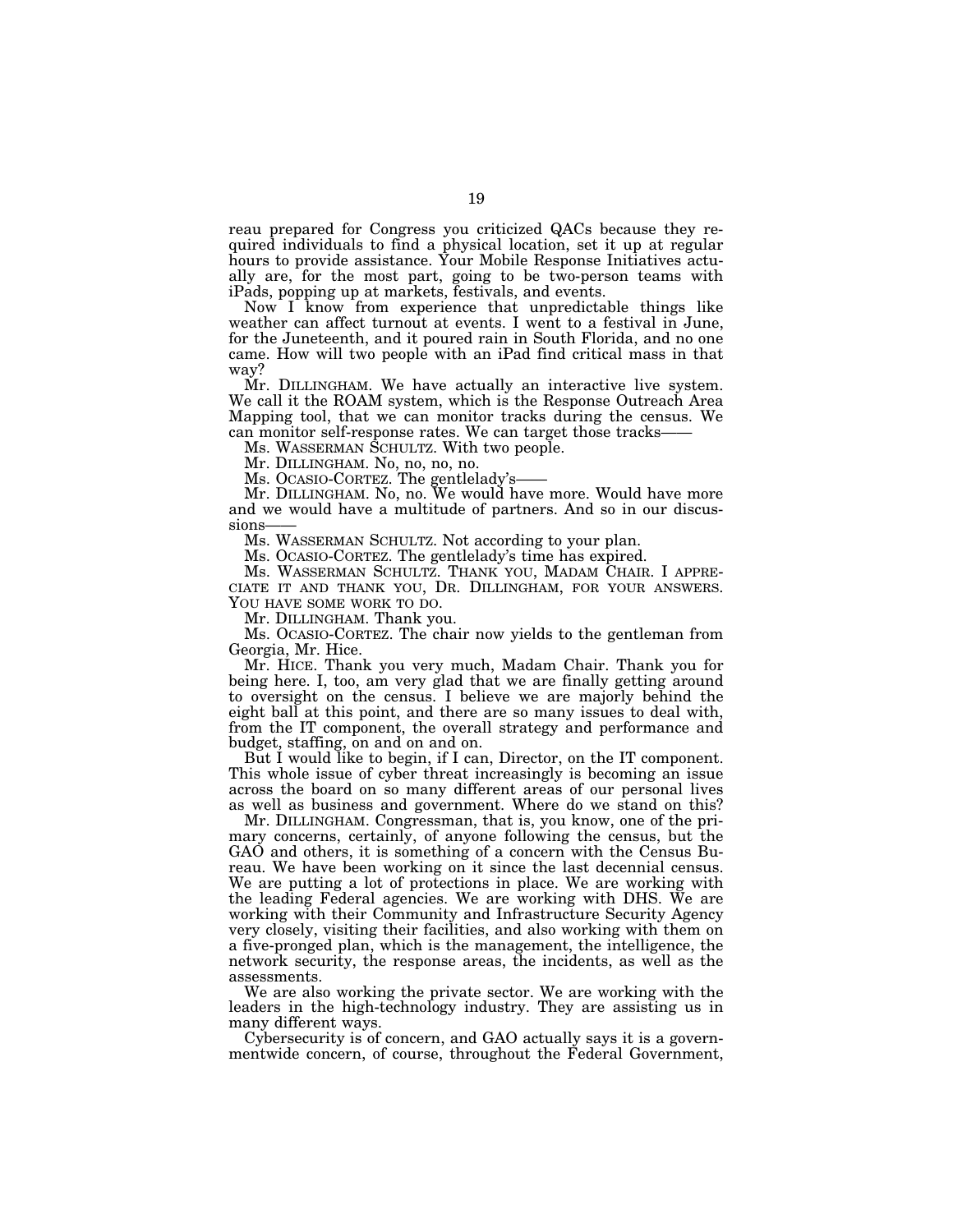reau prepared for Congress you criticized QACs because they required individuals to find a physical location, set it up at regular hours to provide assistance. Your Mobile Response Initiatives actually are, for the most part, going to be two-person teams with iPads, popping up at markets, festivals, and events.

Now I know from experience that unpredictable things like weather can affect turnout at events. I went to a festival in June, for the Juneteenth, and it poured rain in South Florida, and no one came. How will two people with an iPad find critical mass in that way?

Mr. DILLINGHAM. We have actually an interactive live system. We call it the ROAM system, which is the Response Outreach Area Mapping tool, that we can monitor tracks during the census. We can monitor self-response rates. We can target those tracks——

Ms. WASSERMAN SCHULTZ. With two people.

Mr. DILLINGHAM. No, no, no, no.

Ms. OCASIO-CORTEZ. The gentlelady's——

Mr. DILLINGHAM. No, no. We would have more. Would have more and we would have a multitude of partners. And so in our discussions——

Ms. WASSERMAN SCHULTZ. Not according to your plan.

Ms. OCASIO-CORTEZ. The gentlelady's time has expired.

Ms. WASSERMAN SCHULTZ. THANK YOU, MADAM CHAIR. I APPRECIATE IT AND THANK YOU, DR. DILLINGHAM, FOR YOUR ANSWERS. YOU HAVE SOME WORK TO DO.

Mr. DILLINGHAM. Thank you.

Ms. OCASIO-CORTEZ. The chair now yields to the gentleman from Georgia, Mr. Hice.

Mr. HICE. Thank you very much, Madam Chair. Thank you for being here. I, too, am very glad that we are finally getting around to oversight on the census. I believe we are majorly behind the eight ball at this point, and there are so many issues to deal with, from the IT component, the overall strategy and performance and budget, staffing, on and on and on.

But I would like to begin, if I can, Director, on the IT component. This whole issue of cyber threat increasingly is becoming an issue across the board on so many different areas of our personal lives as well as business and government. Where do we stand on this?

Mr. DILLINGHAM. Congressman, that is, you know, one of the primary concerns, certainly, of anyone following the census, but the GAO and others, it is something of a concern with the Census Bureau. We have been working on it since the last decennial census. We are putting a lot of protections in place. We are working with the leading Federal agencies. We are working with DHS. We are working with their Community and Infrastructure Security Agency very closely, visiting their facilities, and also working with them on a five-pronged plan, which is the management, the intelligence, the network security, the response areas, the incidents, as well as the assessments.

We are also working the private sector. We are working with the leaders in the high-technology industry. They are assisting us in many different ways.

Cybersecurity is of concern, and GAO actually says it is a governmentwide concern, of course, throughout the Federal Government,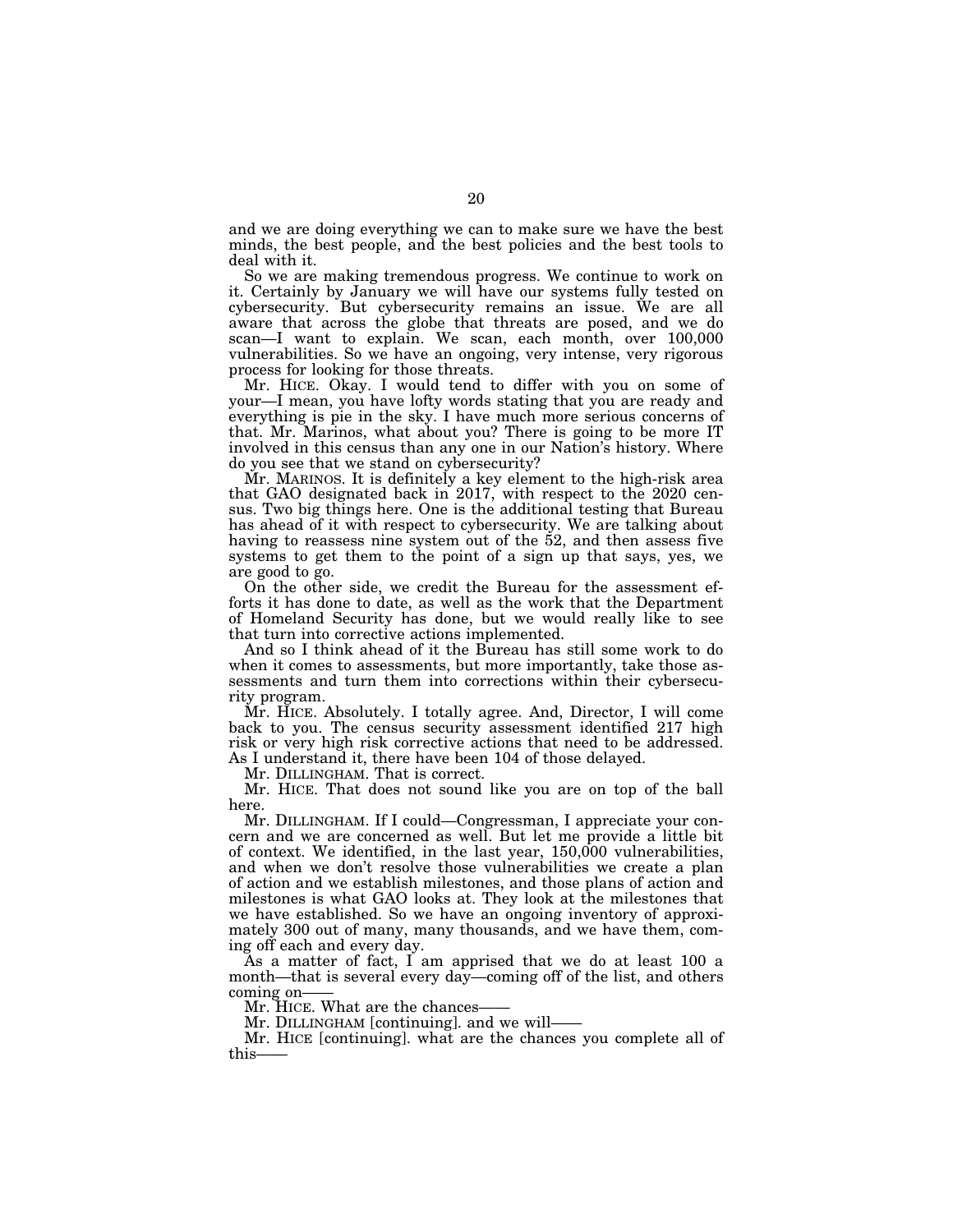and we are doing everything we can to make sure we have the best minds, the best people, and the best policies and the best tools to deal with it.

So we are making tremendous progress. We continue to work on it. Certainly by January we will have our systems fully tested on cybersecurity. But cybersecurity remains an issue. We are all aware that across the globe that threats are posed, and we do scan—I want to explain. We scan, each month, over 100,000 vulnerabilities. So we have an ongoing, very intense, very rigorous process for looking for those threats.

Mr. HICE. Okay. I would tend to differ with you on some of your—I mean, you have lofty words stating that you are ready and everything is pie in the sky. I have much more serious concerns of that. Mr. Marinos, what about you? There is going to be more IT involved in this census than any one in our Nation's history. Where do you see that we stand on cybersecurity?

Mr. MARINOS. It is definitely a key element to the high-risk area that GAO designated back in 2017, with respect to the 2020 census. Two big things here. One is the additional testing that Bureau has ahead of it with respect to cybersecurity. We are talking about having to reassess nine system out of the 52, and then assess five systems to get them to the point of a sign up that says, yes, we are good to go.

On the other side, we credit the Bureau for the assessment efforts it has done to date, as well as the work that the Department of Homeland Security has done, but we would really like to see that turn into corrective actions implemented.

And so I think ahead of it the Bureau has still some work to do when it comes to assessments, but more importantly, take those assessments and turn them into corrections within their cybersecurity program.

Mr. HICE. Absolutely. I totally agree. And, Director, I will come back to you. The census security assessment identified 217 high risk or very high risk corrective actions that need to be addressed. As I understand it, there have been 104 of those delayed.

Mr. DILLINGHAM. That is correct.

Mr. HICE. That does not sound like you are on top of the ball here.

Mr. DILLINGHAM. If I could—Congressman, I appreciate your concern and we are concerned as well. But let me provide a little bit of context. We identified, in the last year, 150,000 vulnerabilities, and when we don't resolve those vulnerabilities we create a plan of action and we establish milestones, and those plans of action and milestones is what GAO looks at. They look at the milestones that we have established. So we have an ongoing inventory of approximately 300 out of many, many thousands, and we have them, coming off each and every day.

As a matter of fact, I am apprised that we do at least 100 a month—that is several every day—coming off of the list, and others coming on——

Mr. HICE. What are the chances——

Mr. DILLINGHAM [continuing]. and we will——

Mr. HICE [continuing]. what are the chances you complete all of this——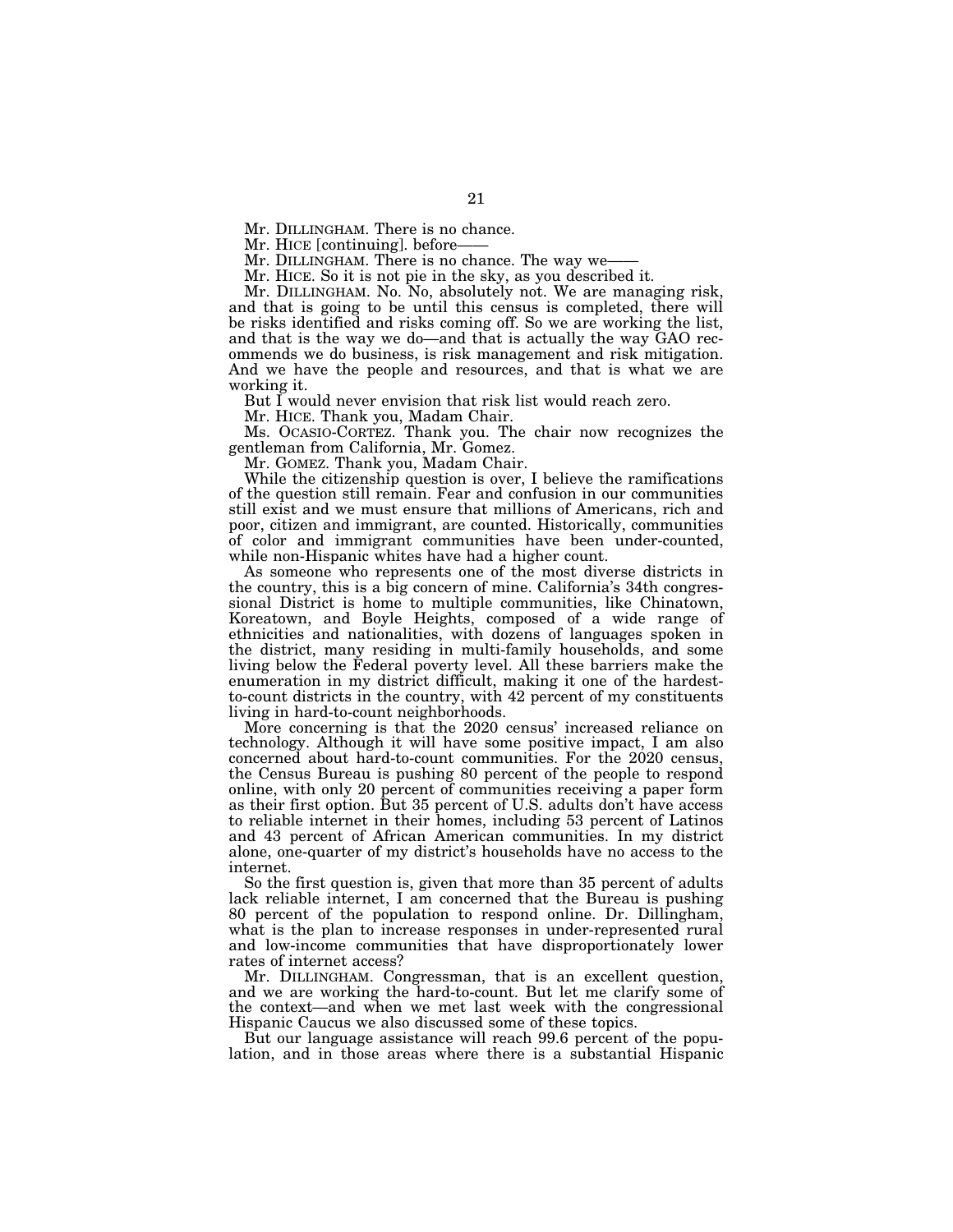Mr. DILLINGHAM. There is no chance.

Mr. HICE [continuing]. before——

Mr. DILLINGHAM. There is no chance. The way we——

Mr. HICE. So it is not pie in the sky, as you described it.

Mr. DILLINGHAM. No. No, absolutely not. We are managing risk, and that is going to be until this census is completed, there will be risks identified and risks coming off. So we are working the list, and that is the way we do—and that is actually the way GAO recommends we do business, is risk management and risk mitigation. And we have the people and resources, and that is what we are working it.

But I would never envision that risk list would reach zero.

Mr. HICE. Thank you, Madam Chair.

Ms. OCASIO-CORTEZ. Thank you. The chair now recognizes the gentleman from California, Mr. Gomez.

Mr. GOMEZ. Thank you, Madam Chair.

While the citizenship question is over, I believe the ramifications of the question still remain. Fear and confusion in our communities still exist and we must ensure that millions of Americans, rich and poor, citizen and immigrant, are counted. Historically, communities of color and immigrant communities have been under-counted, while non-Hispanic whites have had a higher count.

As someone who represents one of the most diverse districts in the country, this is a big concern of mine. California's 34th congressional District is home to multiple communities, like Chinatown, Koreatown, and Boyle Heights, composed of a wide range of ethnicities and nationalities, with dozens of languages spoken in the district, many residing in multi-family households, and some living below the Federal poverty level. All these barriers make the enumeration in my district difficult, making it one of the hardest-to-count districts in the country, with 42 percent of my constituents living in hard-to-count neighborhoods.

More concerning is that the 2020 census' increased reliance on technology. Although it will have some positive impact, I am also concerned about hard-to-count communities. For the 2020 census, the Census Bureau is pushing 80 percent of the people to respond online, with only 20 percent of communities receiving a paper form as their first option. But 35 percent of U.S. adults don't have access to reliable internet in their homes, including 53 percent of Latinos and 43 percent of African American communities. In my district alone, one-quarter of my district's households have no access to the internet.

So the first question is, given that more than 35 percent of adults lack reliable internet, I am concerned that the Bureau is pushing 80 percent of the population to respond online. Dr. Dillingham, what is the plan to increase responses in under-represented rural and low-income communities that have disproportionately lower rates of internet access?

Mr. DILLINGHAM. Congressman, that is an excellent question, and we are working the hard-to-count. But let me clarify some of the context—and when we met last week with the congressional Hispanic Caucus we also discussed some of these topics.

But our language assistance will reach 99.6 percent of the population, and in those areas where there is a substantial Hispanic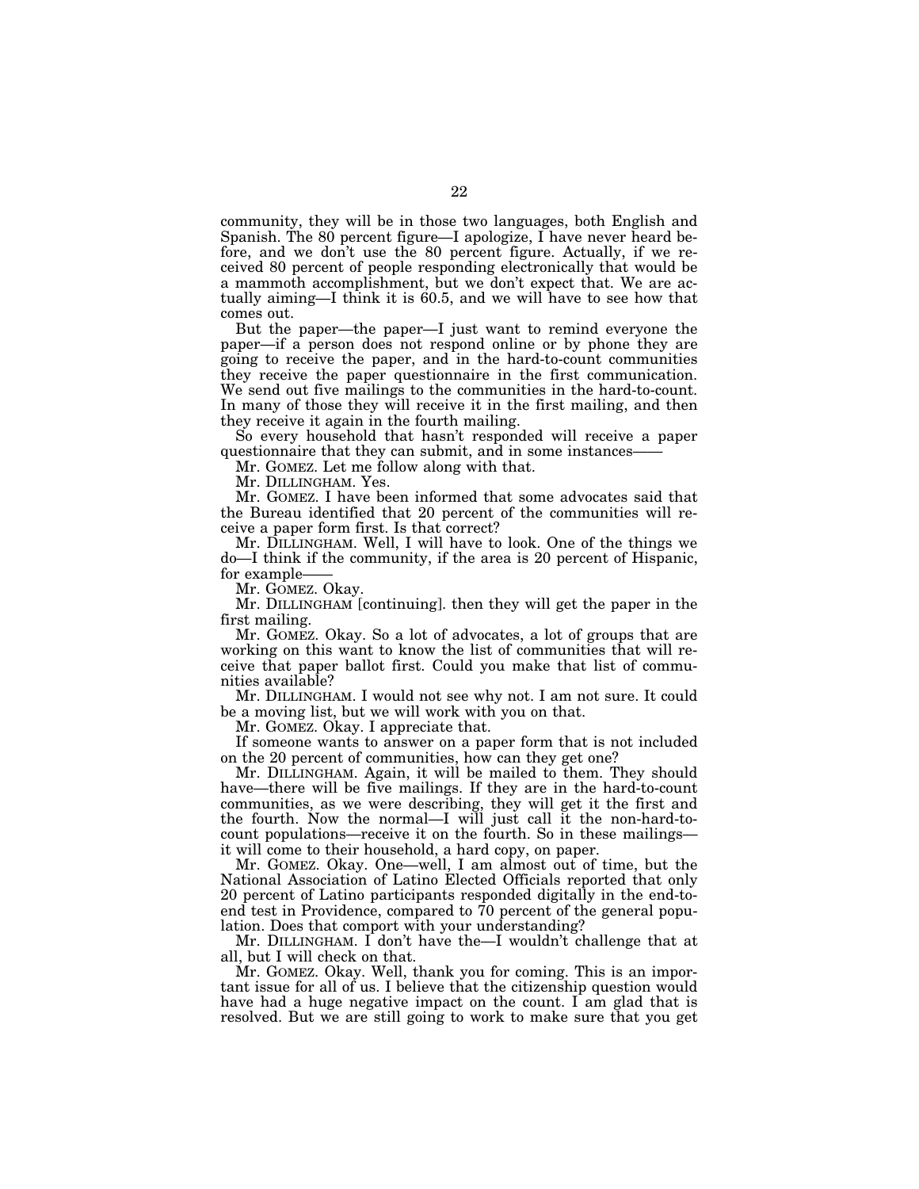community, they will be in those two languages, both English and Spanish. The 80 percent figure—I apologize, I have never heard before, and we don't use the 80 percent figure. Actually, if we received 80 percent of people responding electronically that would be a mammoth accomplishment, but we don't expect that. We are actually aiming—I think it is 60.5, and we will have to see how that comes out.

But the paper—the paper—I just want to remind everyone the paper—if a person does not respond online or by phone they are going to receive the paper, and in the hard-to-count communities they receive the paper questionnaire in the first communication. We send out five mailings to the communities in the hard-to-count. In many of those they will receive it in the first mailing, and then they receive it again in the fourth mailing.

So every household that hasn't responded will receive a paper questionnaire that they can submit, and in some instances——

Mr. GOMEZ. Let me follow along with that.

Mr. DILLINGHAM. Yes.

Mr. GOMEZ. I have been informed that some advocates said that the Bureau identified that 20 percent of the communities will receive a paper form first. Is that correct?

Mr. DILLINGHAM. Well, I will have to look. One of the things we do—I think if the community, if the area is 20 percent of Hispanic, for example——

Mr. GOMEZ. Okay.

Mr. DILLINGHAM [continuing]. then they will get the paper in the first mailing.

Mr. GOMEZ. Okay. So a lot of advocates, a lot of groups that are working on this want to know the list of communities that will receive that paper ballot first. Could you make that list of communities available?

Mr. DILLINGHAM. I would not see why not. I am not sure. It could be a moving list, but we will work with you on that.

Mr. GOMEZ. Okay. I appreciate that.

If someone wants to answer on a paper form that is not included on the 20 percent of communities, how can they get one?

Mr. DILLINGHAM. Again, it will be mailed to them. They should have—there will be five mailings. If they are in the hard-to-count communities, as we were describing, they will get it the first and the fourth. Now the normal—I will just call it the non-hard-to-count populations—receive it on the fourth. So in these mailings—it will come to their household, a hard copy, on paper.

Mr. GOMEZ. Okay. One—well, I am almost out of time, but the National Association of Latino Elected Officials reported that only 20 percent of Latino participants responded digitally in the end-to-end test in Providence, compared to 70 percent of the general population. Does that comport with your understanding?

Mr. DILLINGHAM. I don't have the—I wouldn't challenge that at all, but I will check on that.

Mr. GOMEZ. Okay. Well, thank you for coming. This is an important issue for all of us. I believe that the citizenship question would have had a huge negative impact on the count. I am glad that is resolved. But we are still going to work to make sure that you get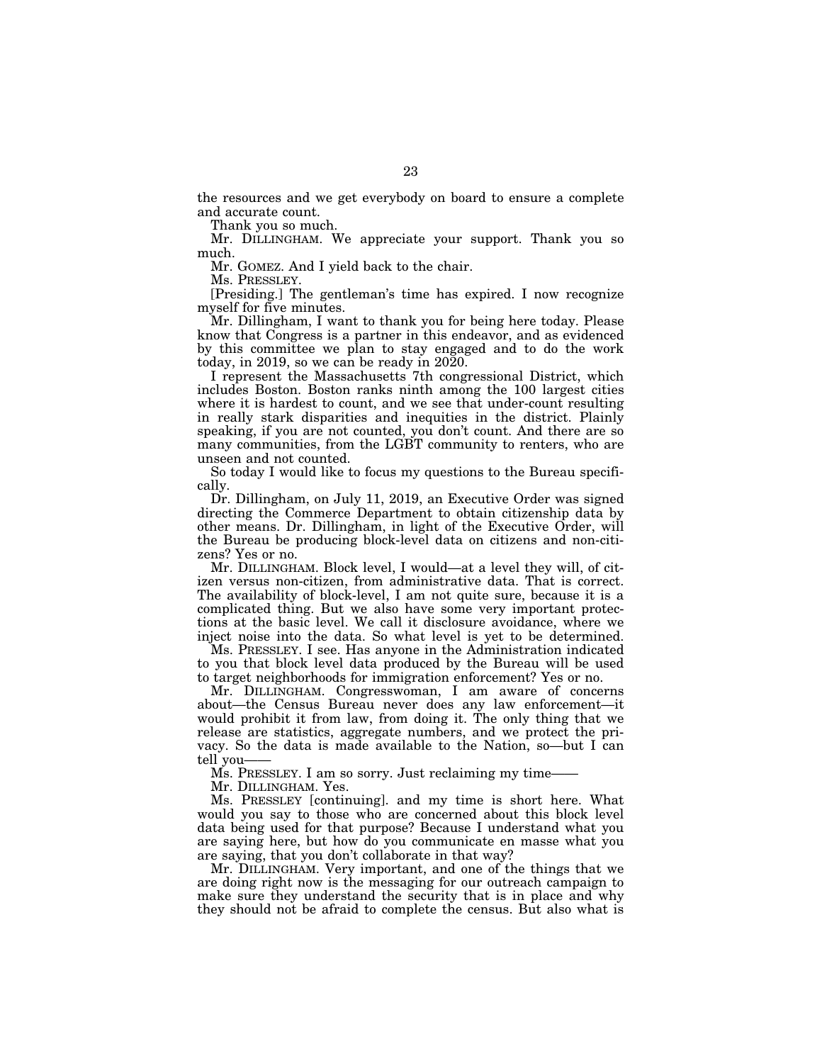the resources and we get everybody on board to ensure a complete and accurate count.

Thank you so much.

Mr. DILLINGHAM. We appreciate your support. Thank you so much.

Mr. GOMEZ. And I yield back to the chair.

Ms. PRESSLEY.

[Presiding.] The gentleman's time has expired. I now recognize myself for five minutes.

Mr. Dillingham, I want to thank you for being here today. Please know that Congress is a partner in this endeavor, and as evidenced by this committee we plan to stay engaged and to do the work today, in 2019, so we can be ready in 2020.

I represent the Massachusetts 7th congressional District, which includes Boston. Boston ranks ninth among the 100 largest cities where it is hardest to count, and we see that under-count resulting in really stark disparities and inequities in the district. Plainly speaking, if you are not counted, you don't count. And there are so many communities, from the LGBT community to renters, who are unseen and not counted.

So today I would like to focus my questions to the Bureau specifically.

Dr. Dillingham, on July 11, 2019, an Executive Order was signed directing the Commerce Department to obtain citizenship data by other means. Dr. Dillingham, in light of the Executive Order, will the Bureau be producing block-level data on citizens and non-citizens? Yes or no.

Mr. DILLINGHAM. Block level, I would—at a level they will, of citizen versus non-citizen, from administrative data. That is correct. The availability of block-level, I am not quite sure, because it is a complicated thing. But we also have some very important protections at the basic level. We call it disclosure avoidance, where we inject noise into the data. So what level is yet to be determined.

Ms. PRESSLEY. I see. Has anyone in the Administration indicated to you that block level data produced by the Bureau will be used to target neighborhoods for immigration enforcement? Yes or no.

Mr. DILLINGHAM. Congresswoman, I am aware of concerns about—the Census Bureau never does any law enforcement—it would prohibit it from law, from doing it. The only thing that we release are statistics, aggregate numbers, and we protect the privacy. So the data is made available to the Nation, so—but I can tell you——

Ms. PRESSLEY. I am so sorry. Just reclaiming my time——

Mr. DILLINGHAM. Yes.

Ms. PRESSLEY [continuing]. and my time is short here. What would you say to those who are concerned about this block level data being used for that purpose? Because I understand what you are saying here, but how do you communicate en masse what you are saying, that you don't collaborate in that way?

Mr. DILLINGHAM. Very important, and one of the things that we are doing right now is the messaging for our outreach campaign to make sure they understand the security that is in place and why they should not be afraid to complete the census. But also what is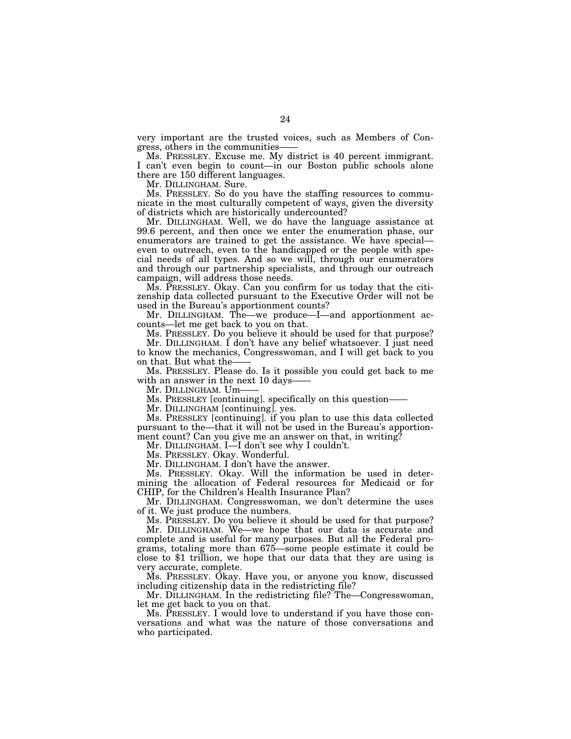very important are the trusted voices, such as Members of Congress, others in the communities——

Ms. PRESSLEY. Excuse me. My district is 40 percent immigrant. I can't even begin to count—in our Boston public schools alone there are 150 different languages.

Mr. DILLINGHAM. Sure.

Ms. PRESSLEY. So do you have the staffing resources to communicate in the most culturally competent of ways, given the diversity of districts which are historically undercounted?

Mr. DILLINGHAM. Well, we do have the language assistance at 99.6 percent, and then once we enter the enumeration phase, our enumerators are trained to get the assistance. We have special— even to outreach, even to the handicapped or the people with special needs of all types. And so we will, through our enumerators and through our partnership specialists, and through our outreach campaign, will address those needs.

Ms. PRESSLEY. Okay. Can you confirm for us today that the citizenship data collected pursuant to the Executive Order will not be used in the Bureau's apportionment counts?

Mr. DILLINGHAM. The—we produce—I—and apportionment accounts—let me get back to you on that.

Ms. PRESSLEY. Do you believe it should be used for that purpose?

Mr. DILLINGHAM. I don't have any belief whatsoever. I just need to know the mechanics, Congresswoman, and I will get back to you on that. But what the——

Ms. PRESSLEY. Please do. Is it possible you could get back to me with an answer in the next 10 days——

Mr. DILLINGHAM. Um——

Ms. PRESSLEY [continuing]. specifically on this question——

Mr. DILLINGHAM [continuing]. yes.

Ms. PRESSLEY [continuing]. if you plan to use this data collected pursuant to the—that it will not be used in the Bureau's apportionment count? Can you give me an answer on that, in writing?

Mr. DILLINGHAM. I—I don't see why I couldn't.

Ms. PRESSLEY. Okay. Wonderful.

Mr. DILLINGHAM. I don't have the answer.

Ms. PRESSLEY. Okay. Will the information be used in determining the allocation of Federal resources for Medicaid or for CHIP, for the Children's Health Insurance Plan?

Mr. DILLINGHAM. Congresswoman, we don't determine the uses of it. We just produce the numbers.

Ms. PRESSLEY. Do you believe it should be used for that purpose?

Mr. DILLINGHAM. We—we hope that our data is accurate and complete and is useful for many purposes. But all the Federal programs, totaling more than 675—some people estimate it could be close to $1 trillion, we hope that our data that they are using is very accurate, complete.

Ms. PRESSLEY. Okay. Have you, or anyone you know, discussed including citizenship data in the redistricting file?

Mr. DILLINGHAM. In the redistricting file? The—Congresswoman, let me get back to you on that.

Ms. PRESSLEY. I would love to understand if you have those conversations and what was the nature of those conversations and who participated.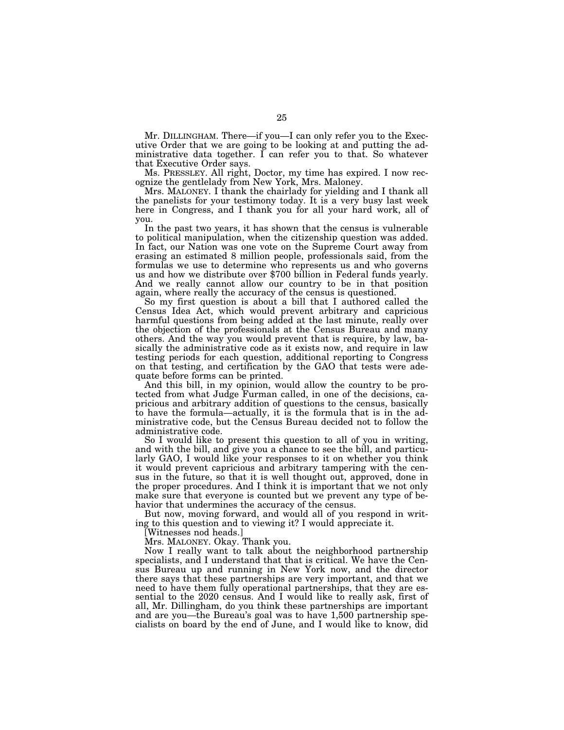Mr. DILLINGHAM. There—if you—I can only refer you to the Executive Order that we are going to be looking at and putting the administrative data together. I can refer you to that. So whatever that Executive Order says.

Ms. PRESSLEY. All right, Doctor, my time has expired. I now recognize the gentlelady from New York, Mrs. Maloney.

Mrs. MALONEY. I thank the chairlady for yielding and I thank all the panelists for your testimony today. It is a very busy last week here in Congress, and I thank you for all your hard work, all of you.

In the past two years, it has shown that the census is vulnerable to political manipulation, when the citizenship question was added. In fact, our Nation was one vote on the Supreme Court away from erasing an estimated 8 million people, professionals said, from the formulas we use to determine who represents us and who governs us and how we distribute over $700 billion in Federal funds yearly. And we really cannot allow our country to be in that position again, where really the accuracy of the census is questioned.

So my first question is about a bill that I authored called the Census Idea Act, which would prevent arbitrary and capricious harmful questions from being added at the last minute, really over the objection of the professionals at the Census Bureau and many others. And the way you would prevent that is require, by law, basically the administrative code as it exists now, and require in law testing periods for each question, additional reporting to Congress on that testing, and certification by the GAO that tests were adequate before forms can be printed.

And this bill, in my opinion, would allow the country to be protected from what Judge Furman called, in one of the decisions, capricious and arbitrary addition of questions to the census, basically to have the formula—actually, it is the formula that is in the administrative code, but the Census Bureau decided not to follow the administrative code.

So I would like to present this question to all of you in writing, and with the bill, and give you a chance to see the bill, and particularly GAO, I would like your responses to it on whether you think it would prevent capricious and arbitrary tampering with the census in the future, so that it is well thought out, approved, done in the proper procedures. And I think it is important that we not only make sure that everyone is counted but we prevent any type of behavior that undermines the accuracy of the census.

But now, moving forward, and would all of you respond in writing to this question and to viewing it? I would appreciate it.

[Witnesses nod heads.]

Mrs. MALONEY. Okay. Thank you.

Now I really want to talk about the neighborhood partnership specialists, and I understand that that is critical. We have the Census Bureau up and running in New York now, and the director there says that these partnerships are very important, and that we need to have them fully operational partnerships, that they are essential to the 2020 census. And I would like to really ask, first of all, Mr. Dillingham, do you think these partnerships are important and are you—the Bureau's goal was to have 1,500 partnership specialists on board by the end of June, and I would like to know, did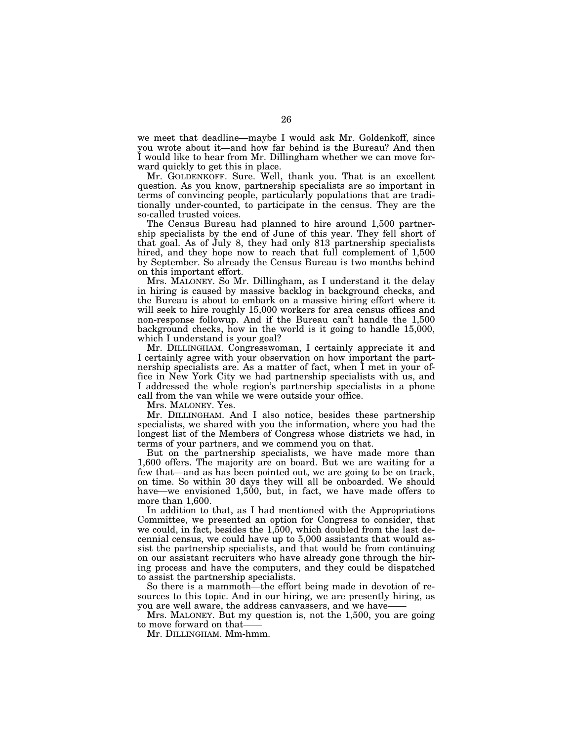we meet that deadline—maybe I would ask Mr. Goldenkoff, since you wrote about it—and how far behind is the Bureau? And then I would like to hear from Mr. Dillingham whether we can move forward quickly to get this in place.

Mr. GOLDENKOFF. Sure. Well, thank you. That is an excellent question. As you know, partnership specialists are so important in terms of convincing people, particularly populations that are traditionally under-counted, to participate in the census. They are the so-called trusted voices.

The Census Bureau had planned to hire around 1,500 partnership specialists by the end of June of this year. They fell short of that goal. As of July 8, they had only 813 partnership specialists hired, and they hope now to reach that full complement of 1,500 by September. So already the Census Bureau is two months behind on this important effort.

Mrs. MALONEY. So Mr. Dillingham, as I understand it the delay in hiring is caused by massive backlog in background checks, and the Bureau is about to embark on a massive hiring effort where it will seek to hire roughly 15,000 workers for area census offices and non-response followup. And if the Bureau can't handle the 1,500 background checks, how in the world is it going to handle 15,000, which I understand is your goal?

Mr. DILLINGHAM. Congresswoman, I certainly appreciate it and I certainly agree with your observation on how important the partnership specialists are. As a matter of fact, when I met in your office in New York City we had partnership specialists with us, and I addressed the whole region's partnership specialists in a phone call from the van while we were outside your office.

Mrs. MALONEY. Yes.

Mr. DILLINGHAM. And I also notice, besides these partnership specialists, we shared with you the information, where you had the longest list of the Members of Congress whose districts we had, in terms of your partners, and we commend you on that.

But on the partnership specialists, we have made more than 1,600 offers. The majority are on board. But we are waiting for a few that—and as has been pointed out, we are going to be on track, on time. So within 30 days they will all be onboarded. We should have—we envisioned 1,500, but, in fact, we have made offers to more than 1,600.

In addition to that, as I had mentioned with the Appropriations Committee, we presented an option for Congress to consider, that we could, in fact, besides the 1,500, which doubled from the last decennial census, we could have up to 5,000 assistants that would assist the partnership specialists, and that would be from continuing on our assistant recruiters who have already gone through the hiring process and have the computers, and they could be dispatched to assist the partnership specialists.

So there is a mammoth—the effort being made in devotion of resources to this topic. And in our hiring, we are presently hiring, as you are well aware, the address canvassers, and we have——

Mrs. MALONEY. But my question is, not the 1,500, you are going to move forward on that——

Mr. DILLINGHAM. Mm-hmm.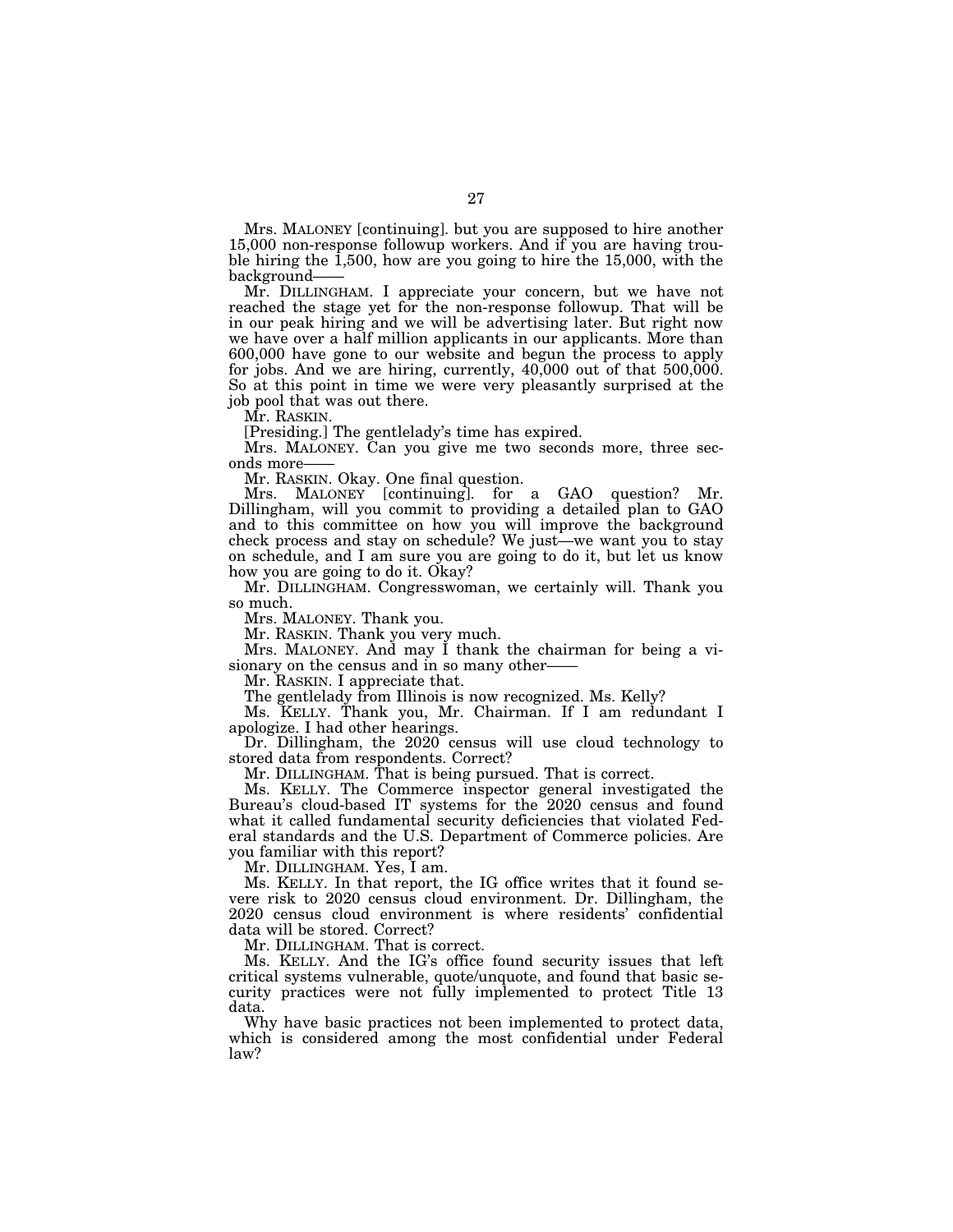Mrs. MALONEY [continuing]. but you are supposed to hire another 15,000 non-response followup workers. And if you are having trouble hiring the 1,500, how are you going to hire the 15,000, with the background——

Mr. DILLINGHAM. I appreciate your concern, but we have not reached the stage yet for the non-response followup. That will be in our peak hiring and we will be advertising later. But right now we have over a half million applicants in our applicants. More than 600,000 have gone to our website and begun the process to apply for jobs. And we are hiring, currently, 40,000 out of that 500,000. So at this point in time we were very pleasantly surprised at the job pool that was out there.

Mr. RASKIN.

[Presiding.] The gentlelady's time has expired.

Mrs. MALONEY. Can you give me two seconds more, three seconds more——

Mr. RASKIN. Okay. One final question.

Mrs. MALONEY [continuing]. for a GAO question? Mr. Dillingham, will you commit to providing a detailed plan to GAO and to this committee on how you will improve the background check process and stay on schedule? We just—we want you to stay on schedule, and I am sure you are going to do it, but let us know how you are going to do it. Okay?

Mr. DILLINGHAM. Congresswoman, we certainly will. Thank you so much.

Mrs. MALONEY. Thank you.

Mr. RASKIN. Thank you very much.

Mrs. MALONEY. And may I thank the chairman for being a visionary on the census and in so many other——

Mr. RASKIN. I appreciate that.

The gentlelady from Illinois is now recognized. Ms. Kelly?

Ms. KELLY. Thank you, Mr. Chairman. If I am redundant I apologize. I had other hearings.

Dr. Dillingham, the 2020 census will use cloud technology to stored data from respondents. Correct?

Mr. DILLINGHAM. That is being pursued. That is correct.

Ms. KELLY. The Commerce inspector general investigated the Bureau's cloud-based IT systems for the 2020 census and found what it called fundamental security deficiencies that violated Federal standards and the U.S. Department of Commerce policies. Are you familiar with this report?

Mr. DILLINGHAM. Yes, I am.

Ms. KELLY. In that report, the IG office writes that it found severe risk to 2020 census cloud environment. Dr. Dillingham, the 2020 census cloud environment is where residents' confidential data will be stored. Correct?

Mr. DILLINGHAM. That is correct.

Ms. KELLY. And the IG's office found security issues that left critical systems vulnerable, quote/unquote, and found that basic security practices were not fully implemented to protect Title 13 data.

Why have basic practices not been implemented to protect data, which is considered among the most confidential under Federal law?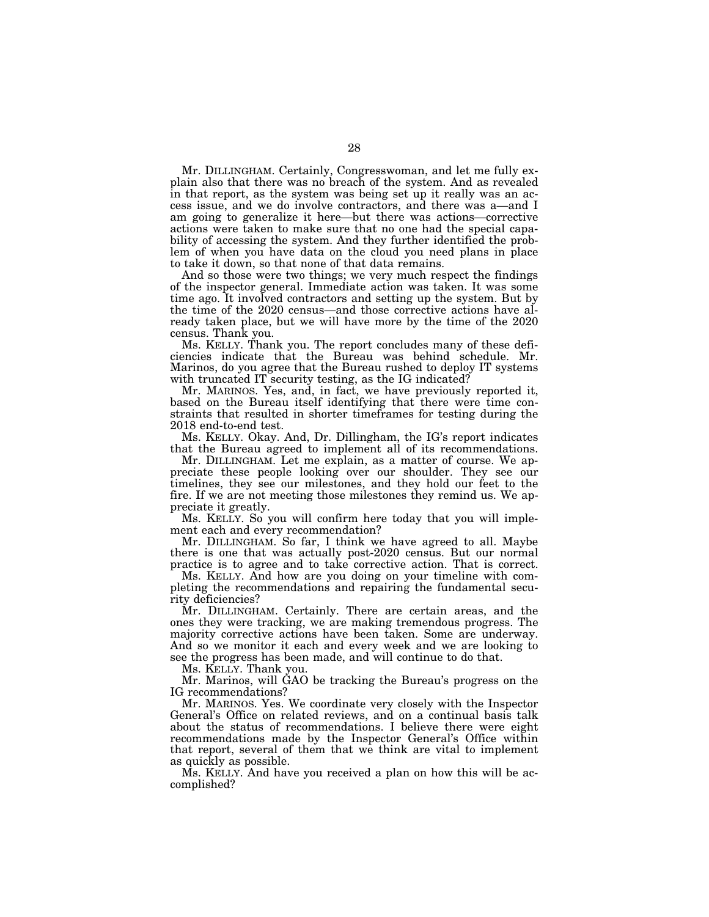Mr. DILLINGHAM. Certainly, Congresswoman, and let me fully explain also that there was no breach of the system. And as revealed in that report, as the system was being set up it really was an access issue, and we do involve contractors, and there was a—and I am going to generalize it here—but there was actions—corrective actions were taken to make sure that no one had the special capability of accessing the system. And they further identified the problem of when you have data on the cloud you need plans in place to take it down, so that none of that data remains.

And so those were two things; we very much respect the findings of the inspector general. Immediate action was taken. It was some time ago. It involved contractors and setting up the system. But by the time of the 2020 census—and those corrective actions have already taken place, but we will have more by the time of the 2020 census. Thank you.

Ms. KELLY. Thank you. The report concludes many of these deficiencies indicate that the Bureau was behind schedule. Mr. Marinos, do you agree that the Bureau rushed to deploy IT systems with truncated IT security testing, as the IG indicated?

Mr. MARINOS. Yes, and, in fact, we have previously reported it, based on the Bureau itself identifying that there were time constraints that resulted in shorter timeframes for testing during the 2018 end-to-end test.

Ms. KELLY. Okay. And, Dr. Dillingham, the IG's report indicates that the Bureau agreed to implement all of its recommendations.

Mr. DILLINGHAM. Let me explain, as a matter of course. We appreciate these people looking over our shoulder. They see our timelines, they see our milestones, and they hold our feet to the fire. If we are not meeting those milestones they remind us. We appreciate it greatly.

Ms. KELLY. So you will confirm here today that you will implement each and every recommendation?

Mr. DILLINGHAM. So far, I think we have agreed to all. Maybe there is one that was actually post-2020 census. But our normal practice is to agree and to take corrective action. That is correct.

Ms. KELLY. And how are you doing on your timeline with completing the recommendations and repairing the fundamental security deficiencies?

Mr. DILLINGHAM. Certainly. There are certain areas, and the ones they were tracking, we are making tremendous progress. The majority corrective actions have been taken. Some are underway. And so we monitor it each and every week and we are looking to see the progress has been made, and will continue to do that.

Ms. KELLY. Thank you.

Mr. Marinos, will GAO be tracking the Bureau's progress on the IG recommendations?

Mr. MARINOS. Yes. We coordinate very closely with the Inspector General's Office on related reviews, and on a continual basis talk about the status of recommendations. I believe there were eight recommendations made by the Inspector General's Office within that report, several of them that we think are vital to implement as quickly as possible.

Ms. KELLY. And have you received a plan on how this will be accomplished?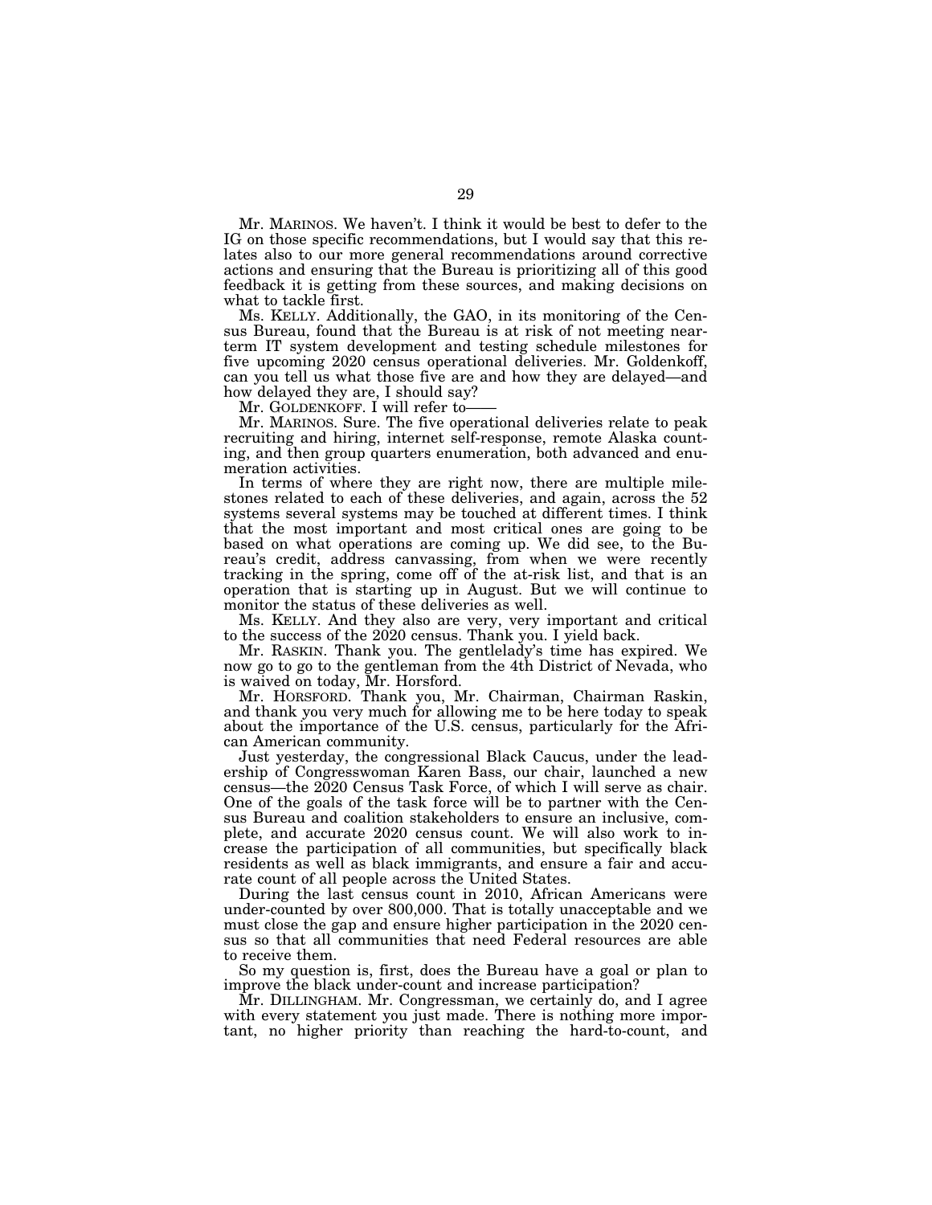Mr. MARINOS. We haven't. I think it would be best to defer to the IG on those specific recommendations, but I would say that this relates also to our more general recommendations around corrective actions and ensuring that the Bureau is prioritizing all of this good feedback it is getting from these sources, and making decisions on what to tackle first.

Ms. KELLY. Additionally, the GAO, in its monitoring of the Census Bureau, found that the Bureau is at risk of not meeting near-term IT system development and testing schedule milestones for five upcoming 2020 census operational deliveries. Mr. Goldenkoff, can you tell us what those five are and how they are delayed—and how delayed they are, I should say?

Mr. GOLDENKOFF. I will refer to——

Mr. MARINOS. Sure. The five operational deliveries relate to peak recruiting and hiring, internet self-response, remote Alaska counting, and then group quarters enumeration, both advanced and enumeration activities.

In terms of where they are right now, there are multiple milestones related to each of these deliveries, and again, across the 52 systems several systems may be touched at different times. I think that the most important and most critical ones are going to be based on what operations are coming up. We did see, to the Bureau's credit, address canvassing, from when we were recently tracking in the spring, come off of the at-risk list, and that is an operation that is starting up in August. But we will continue to monitor the status of these deliveries as well.

Ms. KELLY. And they also are very, very important and critical to the success of the 2020 census. Thank you. I yield back.

Mr. RASKIN. Thank you. The gentlelady's time has expired. We now go to go to the gentleman from the 4th District of Nevada, who is waived on today, Mr. Horsford.

Mr. HORSFORD. Thank you, Mr. Chairman, Chairman Raskin, and thank you very much for allowing me to be here today to speak about the importance of the U.S. census, particularly for the African American community.

Just yesterday, the congressional Black Caucus, under the leadership of Congresswoman Karen Bass, our chair, launched a new census—the 2020 Census Task Force, of which I will serve as chair. One of the goals of the task force will be to partner with the Census Bureau and coalition stakeholders to ensure an inclusive, complete, and accurate 2020 census count. We will also work to increase the participation of all communities, but specifically black residents as well as black immigrants, and ensure a fair and accurate count of all people across the United States.

During the last census count in 2010, African Americans were under-counted by over 800,000. That is totally unacceptable and we must close the gap and ensure higher participation in the 2020 census so that all communities that need Federal resources are able to receive them.

So my question is, first, does the Bureau have a goal or plan to improve the black under-count and increase participation?

Mr. DILLINGHAM. Mr. Congressman, we certainly do, and I agree with every statement you just made. There is nothing more important, no higher priority than reaching the hard-to-count, and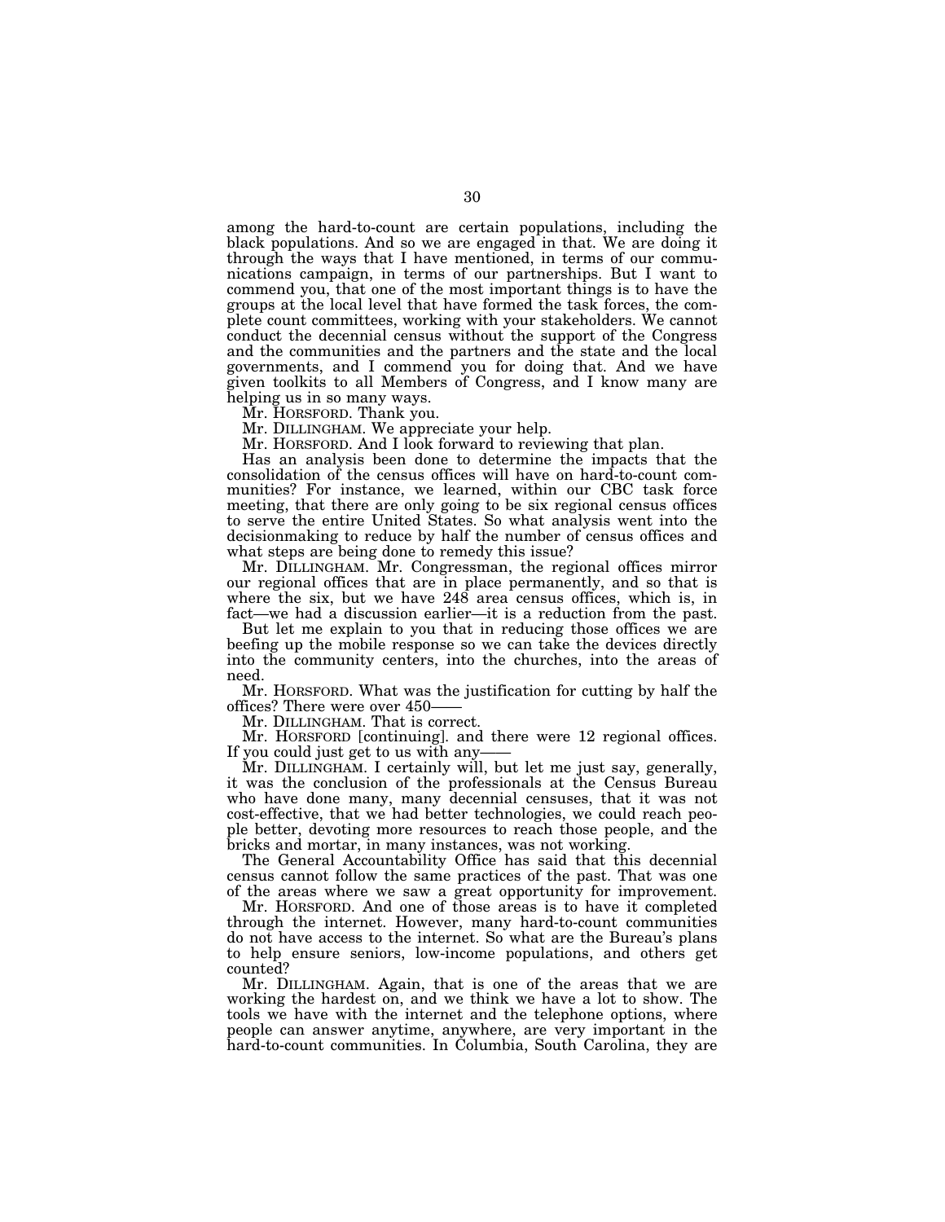among the hard-to-count are certain populations, including the black populations. And so we are engaged in that. We are doing it through the ways that I have mentioned, in terms of our communications campaign, in terms of our partnerships. But I want to commend you, that one of the most important things is to have the groups at the local level that have formed the task forces, the complete count committees, working with your stakeholders. We cannot conduct the decennial census without the support of the Congress and the communities and the partners and the state and the local governments, and I commend you for doing that. And we have given toolkits to all Members of Congress, and I know many are helping us in so many ways.

Mr. HORSFORD. Thank you.

Mr. DILLINGHAM. We appreciate your help.

Mr. HORSFORD. And I look forward to reviewing that plan.

Has an analysis been done to determine the impacts that the consolidation of the census offices will have on hard-to-count communities? For instance, we learned, within our CBC task force meeting, that there are only going to be six regional census offices to serve the entire United States. So what analysis went into the decisionmaking to reduce by half the number of census offices and what steps are being done to remedy this issue?

Mr. DILLINGHAM. Mr. Congressman, the regional offices mirror our regional offices that are in place permanently, and so that is where the six, but we have 248 area census offices, which is, in fact—we had a discussion earlier—it is a reduction from the past.

But let me explain to you that in reducing those offices we are beefing up the mobile response so we can take the devices directly into the community centers, into the churches, into the areas of need.

Mr. HORSFORD. What was the justification for cutting by half the offices? There were over 450——

Mr. DILLINGHAM. That is correct.

Mr. HORSFORD [continuing]. and there were 12 regional offices. If you could just get to us with any——

Mr. DILLINGHAM. I certainly will, but let me just say, generally, it was the conclusion of the professionals at the Census Bureau who have done many, many decennial censuses, that it was not cost-effective, that we had better technologies, we could reach people better, devoting more resources to reach those people, and the bricks and mortar, in many instances, was not working.

The General Accountability Office has said that this decennial census cannot follow the same practices of the past. That was one of the areas where we saw a great opportunity for improvement.

Mr. HORSFORD. And one of those areas is to have it completed through the internet. However, many hard-to-count communities do not have access to the internet. So what are the Bureau's plans to help ensure seniors, low-income populations, and others get counted?

Mr. DILLINGHAM. Again, that is one of the areas that we are working the hardest on, and we think we have a lot to show. The tools we have with the internet and the telephone options, where people can answer anytime, anywhere, are very important in the hard-to-count communities. In Columbia, South Carolina, they are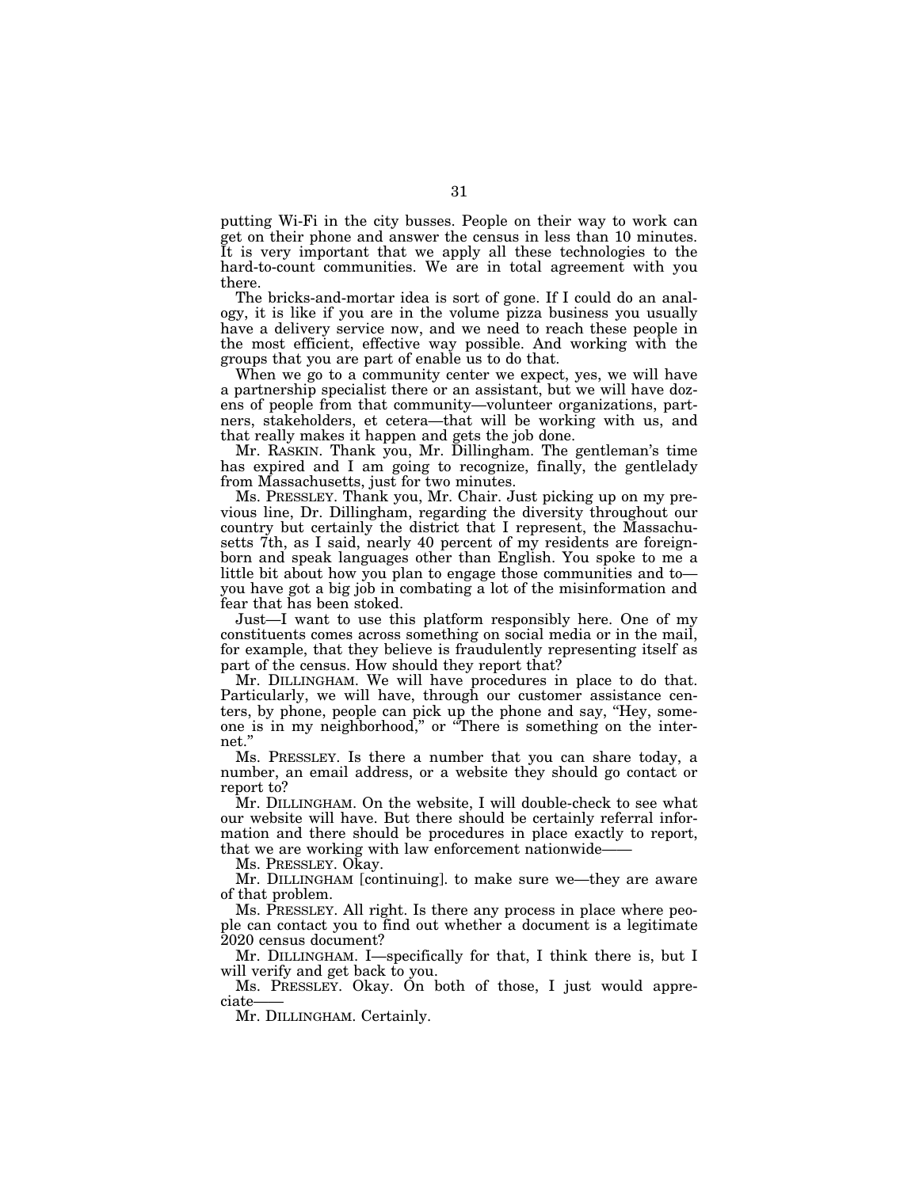putting Wi-Fi in the city busses. People on their way to work can get on their phone and answer the census in less than 10 minutes. It is very important that we apply all these technologies to the hard-to-count communities. We are in total agreement with you there.

The bricks-and-mortar idea is sort of gone. If I could do an analogy, it is like if you are in the volume pizza business you usually have a delivery service now, and we need to reach these people in the most efficient, effective way possible. And working with the groups that you are part of enable us to do that.

When we go to a community center we expect, yes, we will have a partnership specialist there or an assistant, but we will have dozens of people from that community—volunteer organizations, partners, stakeholders, et cetera—that will be working with us, and that really makes it happen and gets the job done.

Mr. RASKIN. Thank you, Mr. Dillingham. The gentleman's time has expired and I am going to recognize, finally, the gentlelady from Massachusetts, just for two minutes.

Ms. PRESSLEY. Thank you, Mr. Chair. Just picking up on my previous line, Dr. Dillingham, regarding the diversity throughout our country but certainly the district that I represent, the Massachusetts 7th, as I said, nearly 40 percent of my residents are foreign-born and speak languages other than English. You spoke to me a little bit about how you plan to engage those communities and to—you have got a big job in combating a lot of the misinformation and fear that has been stoked.

Just—I want to use this platform responsibly here. One of my constituents comes across something on social media or in the mail, for example, that they believe is fraudulently representing itself as part of the census. How should they report that?

Mr. DILLINGHAM. We will have procedures in place to do that. Particularly, we will have, through our customer assistance centers, by phone, people can pick up the phone and say, "Hey, someone is in my neighborhood," or "There is something on the internet."

Ms. PRESSLEY. Is there a number that you can share today, a number, an email address, or a website they should go contact or report to?

Mr. DILLINGHAM. On the website, I will double-check to see what our website will have. But there should be certainly referral information and there should be procedures in place exactly to report, that we are working with law enforcement nationwide——

Ms. PRESSLEY. Okay.

Mr. DILLINGHAM [continuing]. to make sure we—they are aware of that problem.

Ms. PRESSLEY. All right. Is there any process in place where people can contact you to find out whether a document is a legitimate 2020 census document?

Mr. DILLINGHAM. I—specifically for that, I think there is, but I will verify and get back to you.

Ms. PRESSLEY. Okay. On both of those, I just would appreciate——

Mr. DILLINGHAM. Certainly.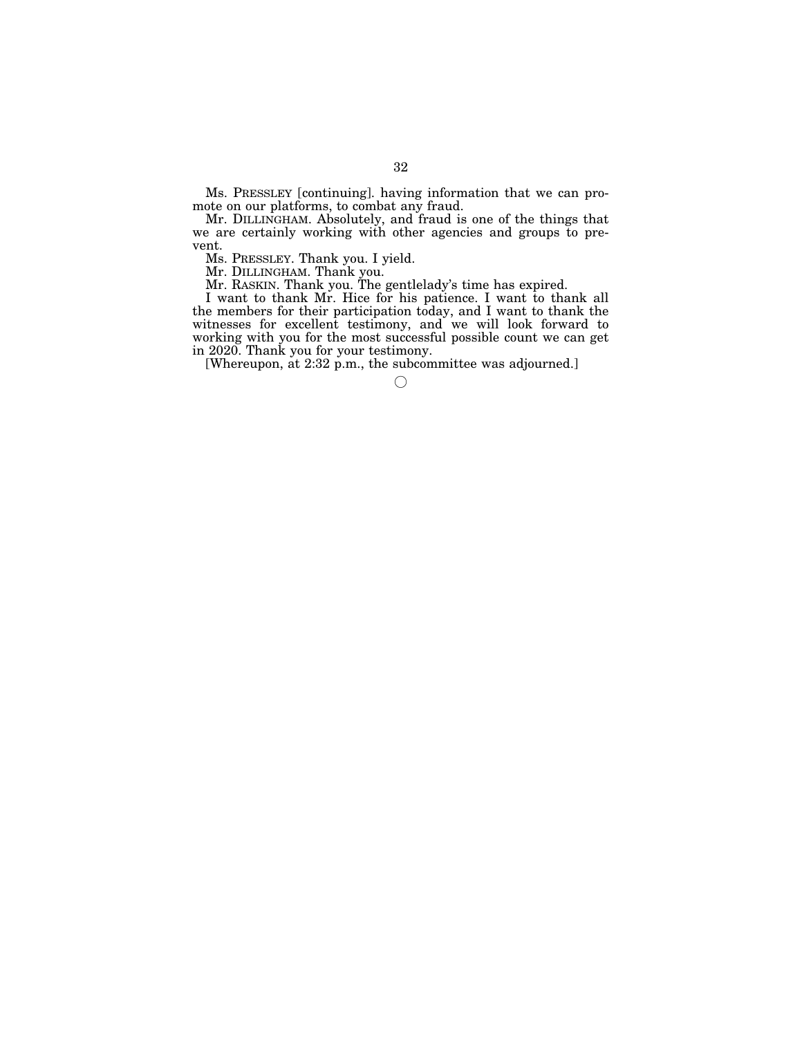Ms. PRESSLEY [continuing]. having information that we can promote on our platforms, to combat any fraud.

Mr. DILLINGHAM. Absolutely, and fraud is one of the things that we are certainly working with other agencies and groups to prevent.

Ms. PRESSLEY. Thank you. I yield.

Mr. DILLINGHAM. Thank you.

Mr. RASKIN. Thank you. The gentlelady's time has expired.

I want to thank Mr. Hice for his patience. I want to thank all the members for their participation today, and I want to thank the witnesses for excellent testimony, and we will look forward to working with you for the most successful possible count we can get in 2020. Thank you for your testimony.

[Whereupon, at 2:32 p.m., the subcommittee was adjourned.]

○